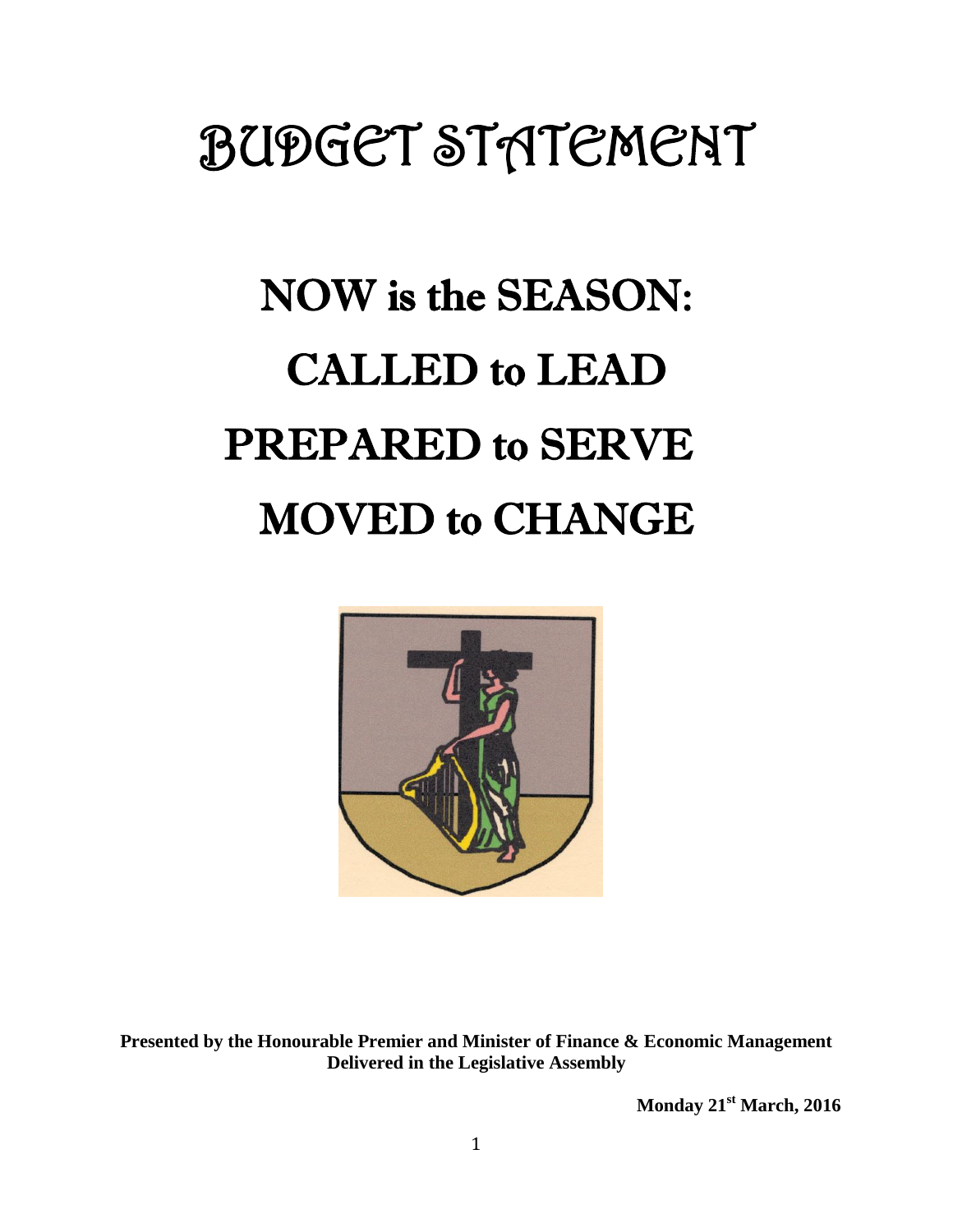# BUDGET STATEMENT

# NOW is the SEASON:
# CALLED to LEAD
# PREPARED to SERVE
# MOVED to CHANGE

**Presented by the Honourable Premier and Minister of Finance & Economic Management**
**Delivered in the Legislative Assembly**

**Monday 21st March, 2016**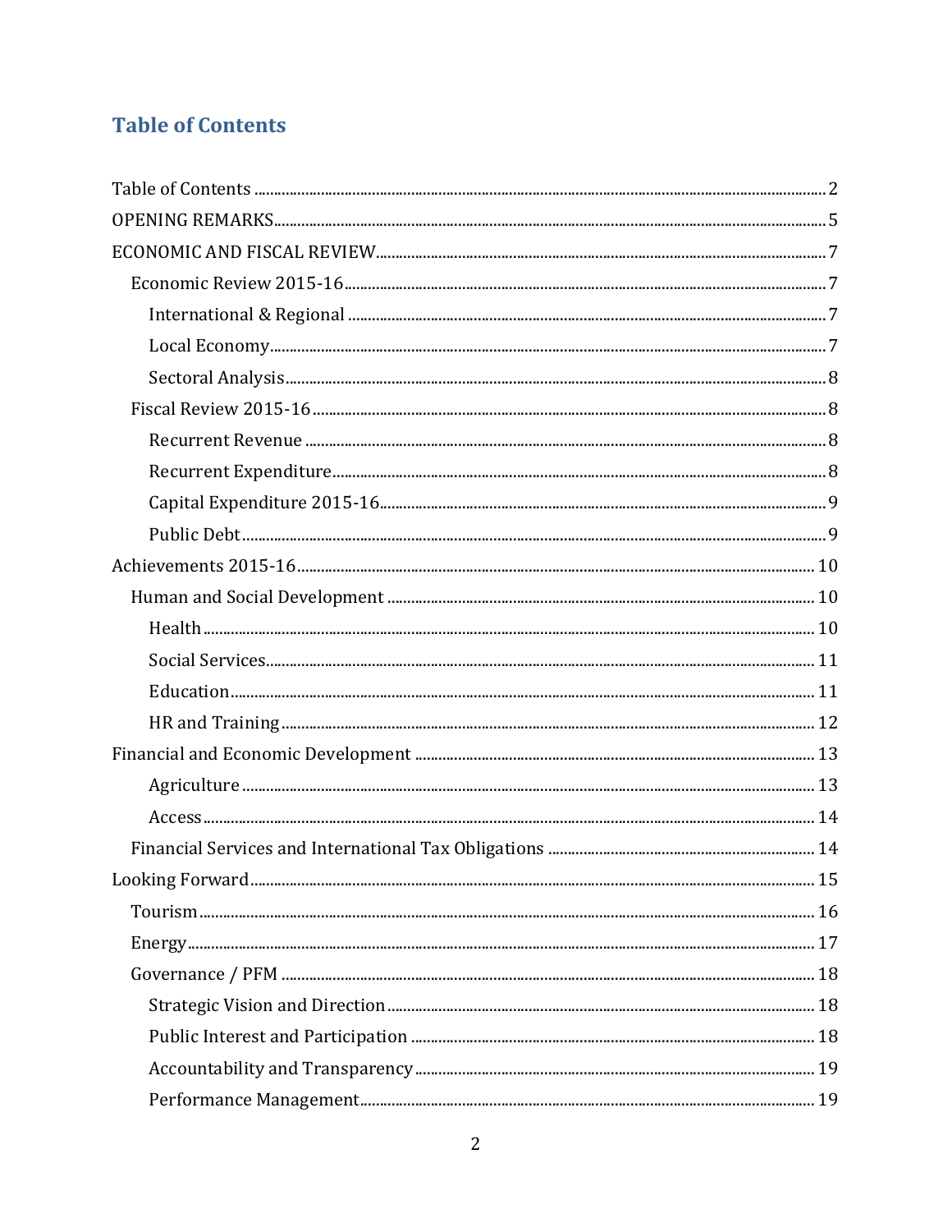## Table of Contents

- Table of Contents ........ 2
- OPENING REMARKS ........ 5
- ECONOMIC AND FISCAL REVIEW ........ 7
  - Economic Review 2015-16 ........ 7
    - International & Regional ........ 7
    - Local Economy ........ 7
    - Sectoral Analysis ........ 8
  - Fiscal Review 2015-16 ........ 8
    - Recurrent Revenue ........ 8
    - Recurrent Expenditure ........ 8
    - Capital Expenditure 2015-16 ........ 9
    - Public Debt ........ 9
- Achievements 2015-16 ........ 10
  - Human and Social Development ........ 10
    - Health ........ 10
    - Social Services ........ 11
    - Education ........ 11
    - HR and Training ........ 12
- Financial and Economic Development ........ 13
    - Agriculture ........ 13
    - Access ........ 14
  - Financial Services and International Tax Obligations ........ 14
- Looking Forward ........ 15
  - Tourism ........ 16
  - Energy ........ 17
  - Governance / PFM ........ 18
    - Strategic Vision and Direction ........ 18
    - Public Interest and Participation ........ 18
    - Accountability and Transparency ........ 19
    - Performance Management ........ 19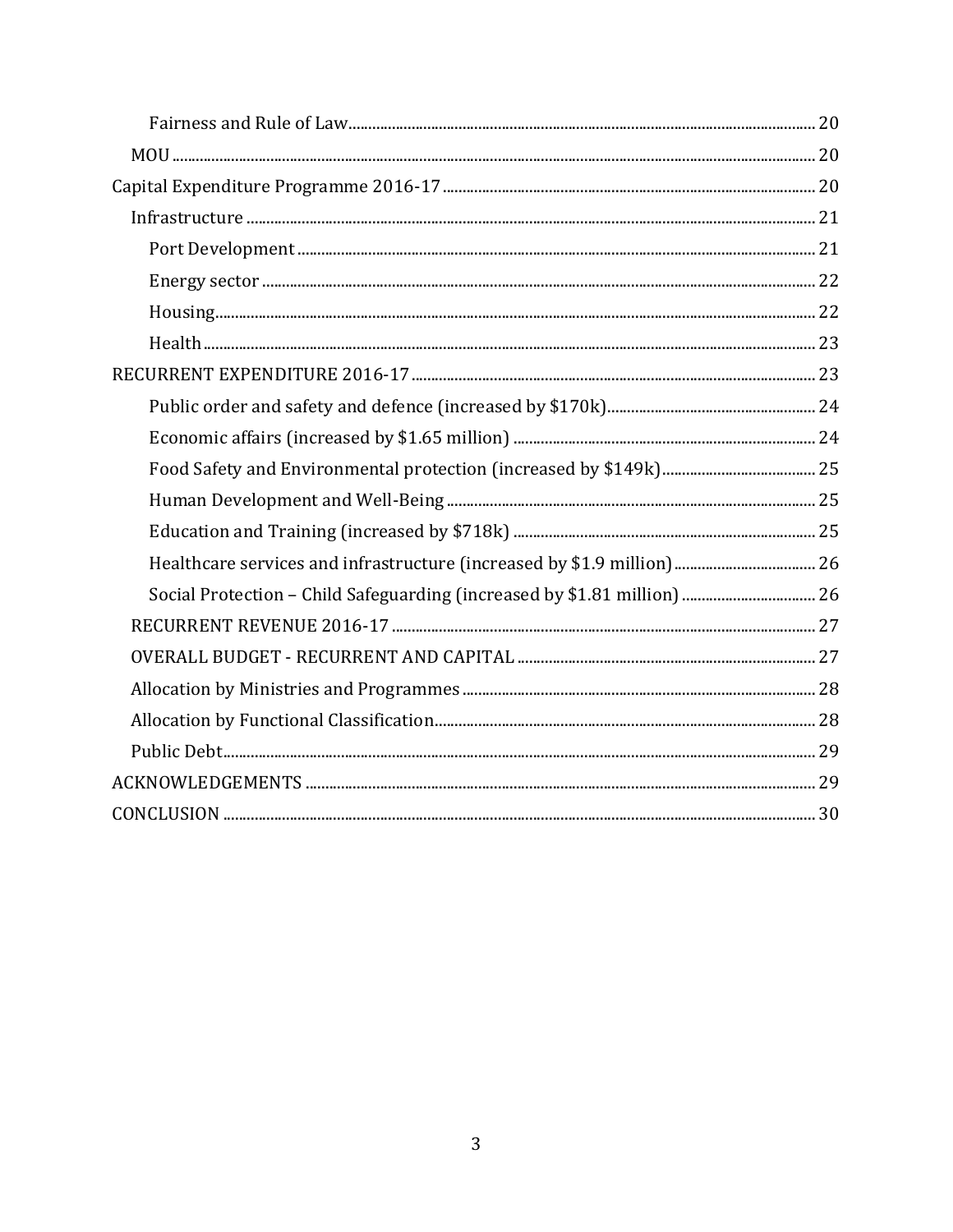- Fairness and Rule of Law ... 20
- MOU ... 20
- Capital Expenditure Programme 2016-17 ... 20
  - Infrastructure ... 21
    - Port Development ... 21
    - Energy sector ... 22
    - Housing ... 22
    - Health ... 23
- RECURRENT EXPENDITURE 2016-17 ... 23
    - Public order and safety and defence (increased by $170k) ... 24
    - Economic affairs (increased by $1.65 million) ... 24
    - Food Safety and Environmental protection (increased by $149k) ... 25
    - Human Development and Well-Being ... 25
    - Education and Training (increased by $718k) ... 25
    - Healthcare services and infrastructure (increased by $1.9 million) ... 26
    - Social Protection – Child Safeguarding (increased by $1.81 million) ... 26
  - RECURRENT REVENUE 2016-17 ... 27
  - OVERALL BUDGET - RECURRENT AND CAPITAL ... 27
  - Allocation by Ministries and Programmes ... 28
  - Allocation by Functional Classification ... 28
  - Public Debt ... 29
- ACKNOWLEDGEMENTS ... 29
- CONCLUSION ... 30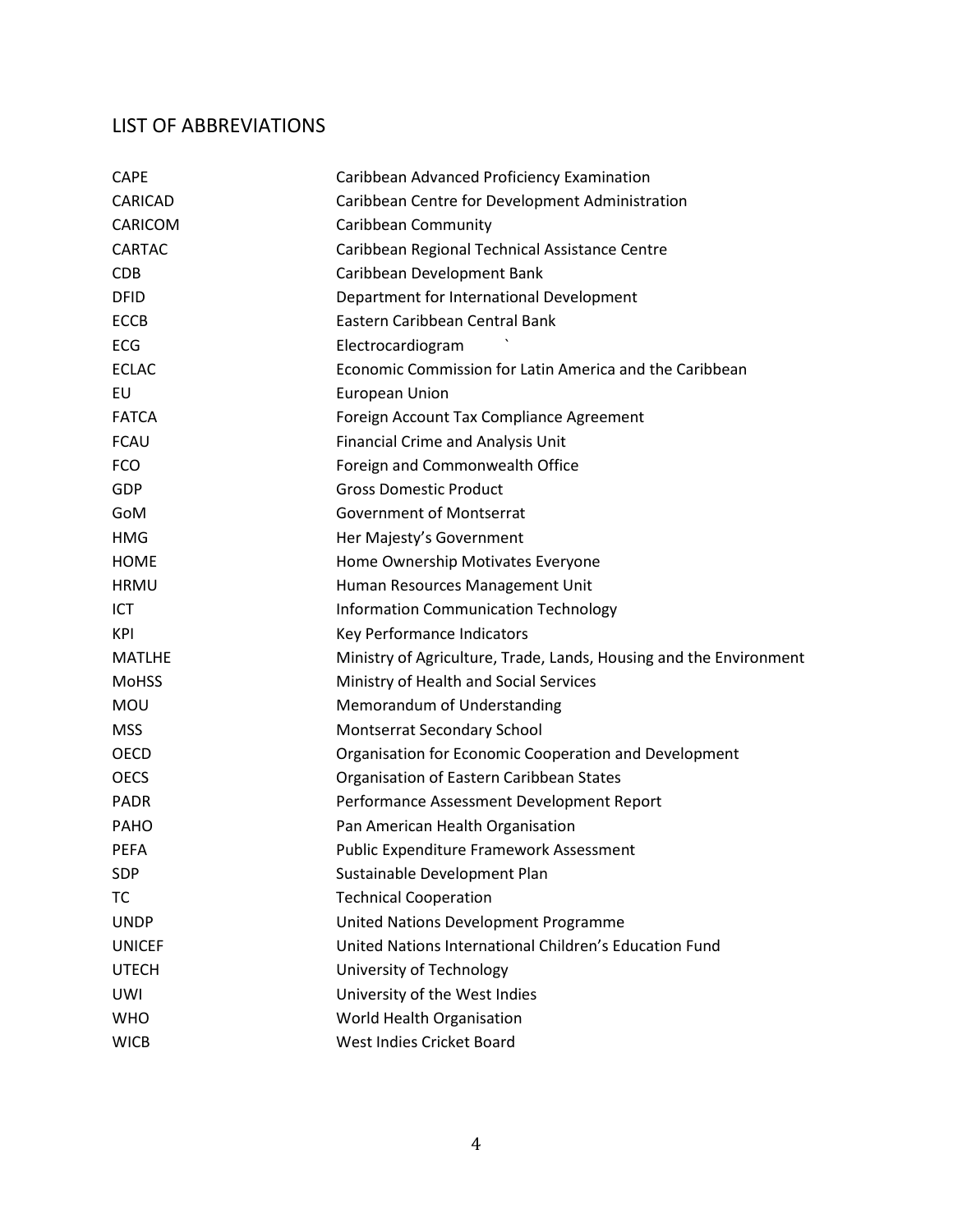## LIST OF ABBREVIATIONS

| | |
|---|---|
| CAPE | Caribbean Advanced Proficiency Examination |
| CARICAD | Caribbean Centre for Development Administration |
| CARICOM | Caribbean Community |
| CARTAC | Caribbean Regional Technical Assistance Centre |
| CDB | Caribbean Development Bank |
| DFID | Department for International Development |
| ECCB | Eastern Caribbean Central Bank |
| ECG | Electrocardiogram ` |
| ECLAC | Economic Commission for Latin America and the Caribbean |
| EU | European Union |
| FATCA | Foreign Account Tax Compliance Agreement |
| FCAU | Financial Crime and Analysis Unit |
| FCO | Foreign and Commonwealth Office |
| GDP | Gross Domestic Product |
| GoM | Government of Montserrat |
| HMG | Her Majesty's Government |
| HOME | Home Ownership Motivates Everyone |
| HRMU | Human Resources Management Unit |
| ICT | Information Communication Technology |
| KPI | Key Performance Indicators |
| MATLHE | Ministry of Agriculture, Trade, Lands, Housing and the Environment |
| MoHSS | Ministry of Health and Social Services |
| MOU | Memorandum of Understanding |
| MSS | Montserrat Secondary School |
| OECD | Organisation for Economic Cooperation and Development |
| OECS | Organisation of Eastern Caribbean States |
| PADR | Performance Assessment Development Report |
| PAHO | Pan American Health Organisation |
| PEFA | Public Expenditure Framework Assessment |
| SDP | Sustainable Development Plan |
| TC | Technical Cooperation |
| UNDP | United Nations Development Programme |
| UNICEF | United Nations International Children's Education Fund |
| UTECH | University of Technology |
| UWI | University of the West Indies |
| WHO | World Health Organisation |
| WICB | West Indies Cricket Board |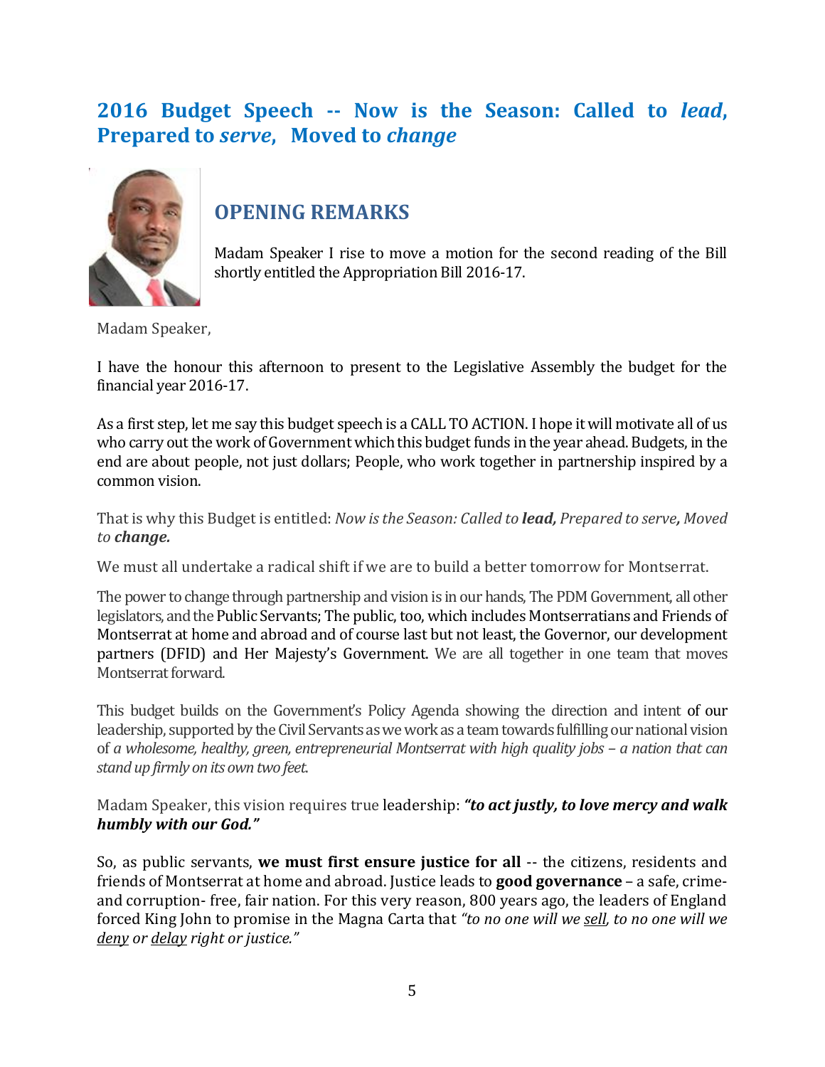## 2016 Budget Speech -- Now is the Season: Called to *lead*, Prepared to *serve*, Moved to *change*

### OPENING REMARKS

Madam Speaker I rise to move a motion for the second reading of the Bill shortly entitled the Appropriation Bill 2016-17.

Madam Speaker,

I have the honour this afternoon to present to the Legislative Assembly the budget for the financial year 2016-17.

As a first step, let me say this budget speech is a CALL TO ACTION. I hope it will motivate all of us who carry out the work of Government which this budget funds in the year ahead. Budgets, in the end are about people, not just dollars; People, who work together in partnership inspired by a common vision.

That is why this Budget is entitled: *Now is the Season: Called to* ***lead,*** *Prepared to serve**,*** *Moved to* ***change.***

We must all undertake a radical shift if we are to build a better tomorrow for Montserrat.

The power to change through partnership and vision is in our hands, The PDM Government, all other legislators, and the Public Servants; The public, too, which includes Montserratians and Friends of Montserrat at home and abroad and of course last but not least, the Governor, our development partners (DFID) and Her Majesty's Government. We are all together in one team that moves Montserrat forward.

This budget builds on the Government's Policy Agenda showing the direction and intent of our leadership, supported by the Civil Servants as we work as a team towards fulfilling our national vision of *a wholesome, healthy, green, entrepreneurial Montserrat with high quality jobs – a nation that can stand up firmly on its own two feet*.

Madam Speaker, this vision requires true leadership: ***"to act justly, to love mercy and walk humbly with our God."***

So, as public servants, **we must first ensure justice for all** -- the citizens, residents and friends of Montserrat at home and abroad. Justice leads to **good governance** – a safe, crime- and corruption- free, fair nation. For this very reason, 800 years ago, the leaders of England forced King John to promise in the Magna Carta that *"to no one will we <u>sell</u>, to no one will we <u>deny</u> or <u>delay</u> right or justice."*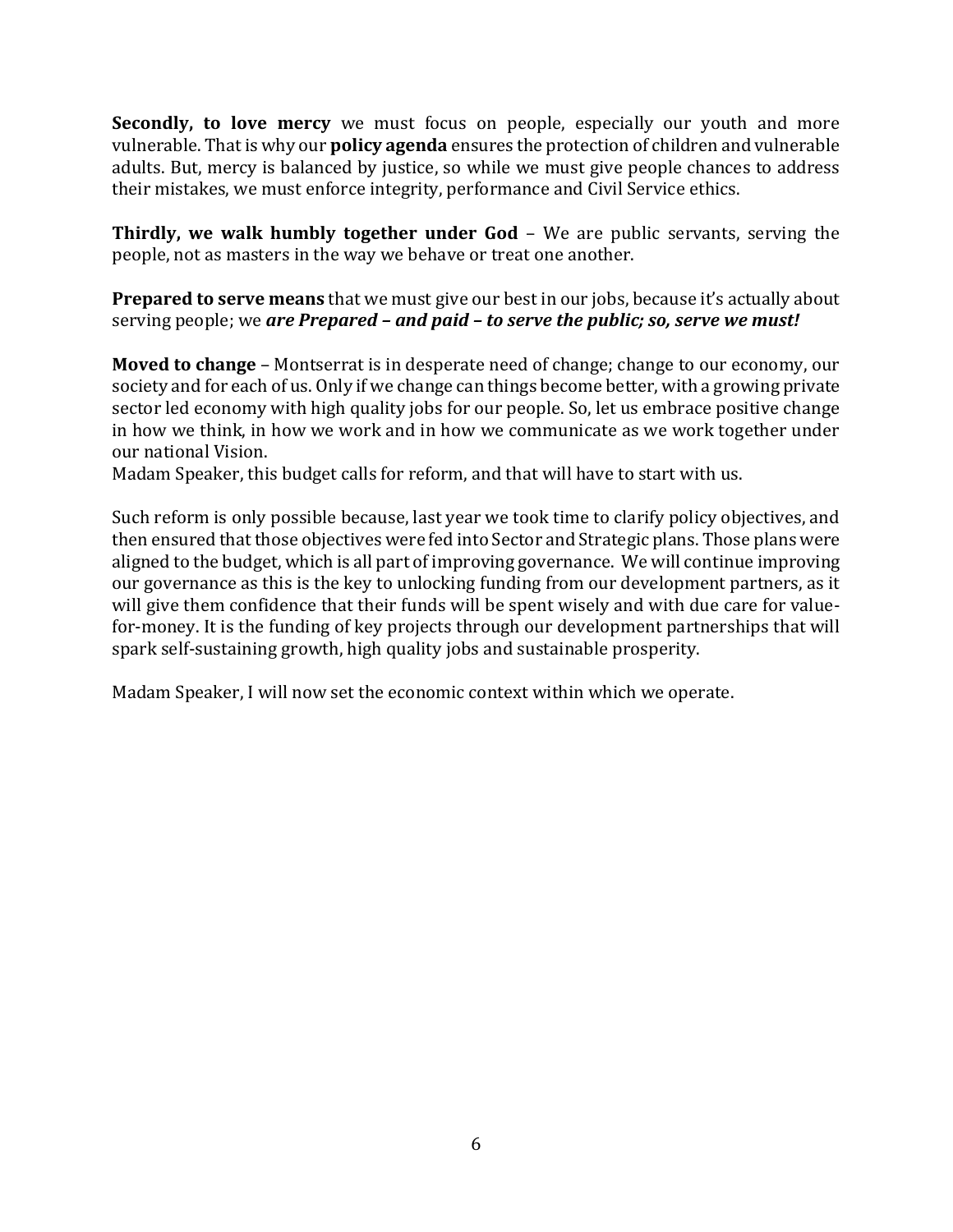**Secondly, to love mercy** we must focus on people, especially our youth and more vulnerable. That is why our **policy agenda** ensures the protection of children and vulnerable adults. But, mercy is balanced by justice, so while we must give people chances to address their mistakes, we must enforce integrity, performance and Civil Service ethics.

**Thirdly, we walk humbly together under God** – We are public servants, serving the people, not as masters in the way we behave or treat one another.

**Prepared to serve means** that we must give our best in our jobs, because it's actually about serving people; we ***are Prepared – and paid – to serve the public; so, serve we must!***

**Moved to change** – Montserrat is in desperate need of change; change to our economy, our society and for each of us. Only if we change can things become better, with a growing private sector led economy with high quality jobs for our people. So, let us embrace positive change in how we think, in how we work and in how we communicate as we work together under our national Vision.
Madam Speaker, this budget calls for reform, and that will have to start with us.

Such reform is only possible because, last year we took time to clarify policy objectives, and then ensured that those objectives were fed into Sector and Strategic plans. Those plans were aligned to the budget, which is all part of improving governance. We will continue improving our governance as this is the key to unlocking funding from our development partners, as it will give them confidence that their funds will be spent wisely and with due care for value-for-money. It is the funding of key projects through our development partnerships that will spark self-sustaining growth, high quality jobs and sustainable prosperity.

Madam Speaker, I will now set the economic context within which we operate.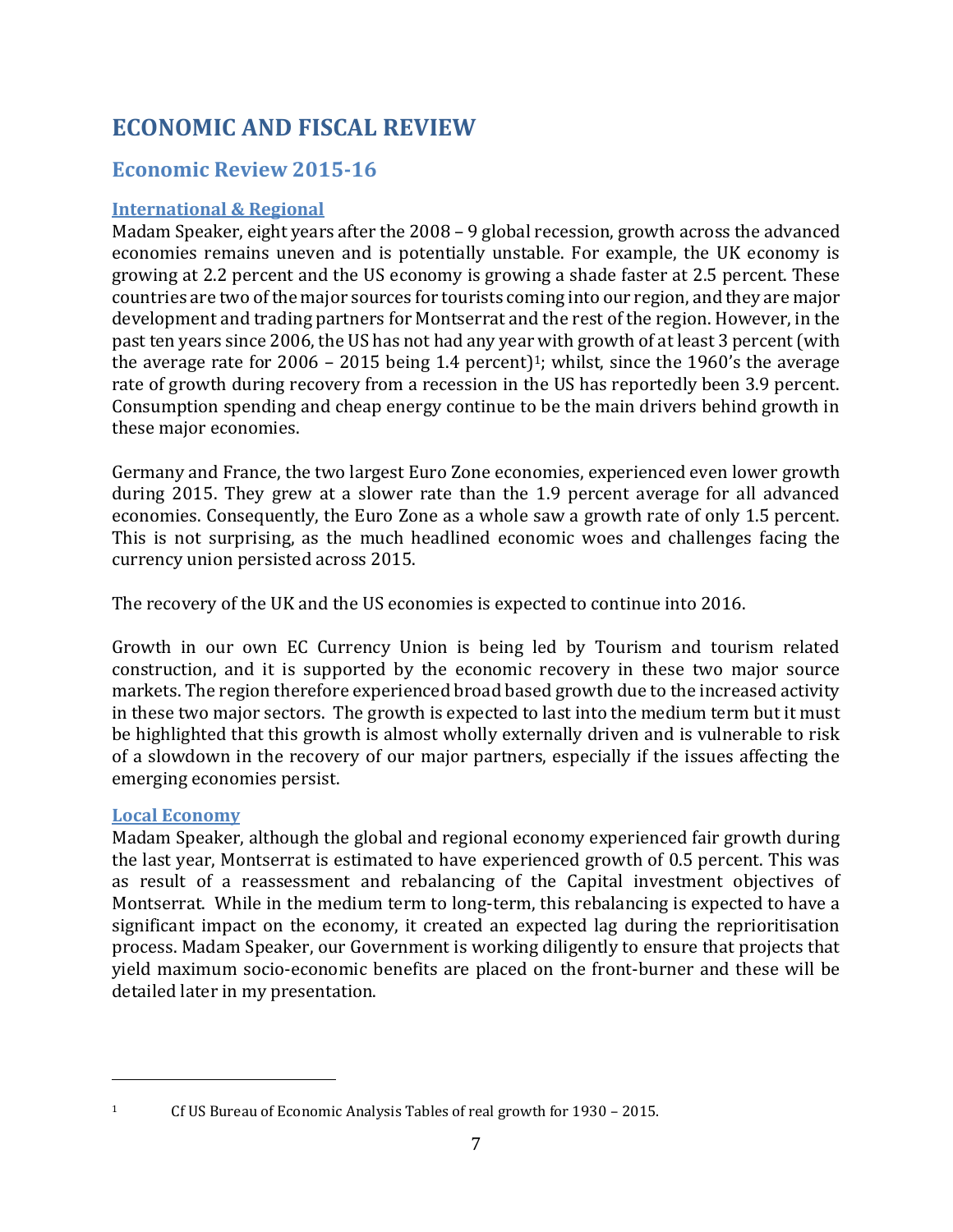# ECONOMIC AND FISCAL REVIEW

## Economic Review 2015-16

### International & Regional

Madam Speaker, eight years after the 2008 – 9 global recession, growth across the advanced economies remains uneven and is potentially unstable. For example, the UK economy is growing at 2.2 percent and the US economy is growing a shade faster at 2.5 percent. These countries are two of the major sources for tourists coming into our region, and they are major development and trading partners for Montserrat and the rest of the region. However, in the past ten years since 2006, the US has not had any year with growth of at least 3 percent (with the average rate for 2006 – 2015 being 1.4 percent)[1]; whilst, since the 1960's the average rate of growth during recovery from a recession in the US has reportedly been 3.9 percent. Consumption spending and cheap energy continue to be the main drivers behind growth in these major economies.

Germany and France, the two largest Euro Zone economies, experienced even lower growth during 2015. They grew at a slower rate than the 1.9 percent average for all advanced economies. Consequently, the Euro Zone as a whole saw a growth rate of only 1.5 percent. This is not surprising, as the much headlined economic woes and challenges facing the currency union persisted across 2015.

The recovery of the UK and the US economies is expected to continue into 2016.

Growth in our own EC Currency Union is being led by Tourism and tourism related construction, and it is supported by the economic recovery in these two major source markets. The region therefore experienced broad based growth due to the increased activity in these two major sectors. The growth is expected to last into the medium term but it must be highlighted that this growth is almost wholly externally driven and is vulnerable to risk of a slowdown in the recovery of our major partners, especially if the issues affecting the emerging economies persist.

### Local Economy

Madam Speaker, although the global and regional economy experienced fair growth during the last year, Montserrat is estimated to have experienced growth of 0.5 percent. This was as result of a reassessment and rebalancing of the Capital investment objectives of Montserrat. While in the medium term to long-term, this rebalancing is expected to have a significant impact on the economy, it created an expected lag during the reprioritisation process. Madam Speaker, our Government is working diligently to ensure that projects that yield maximum socio-economic benefits are placed on the front-burner and these will be detailed later in my presentation.

---

[1] Cf US Bureau of Economic Analysis Tables of real growth for 1930 – 2015.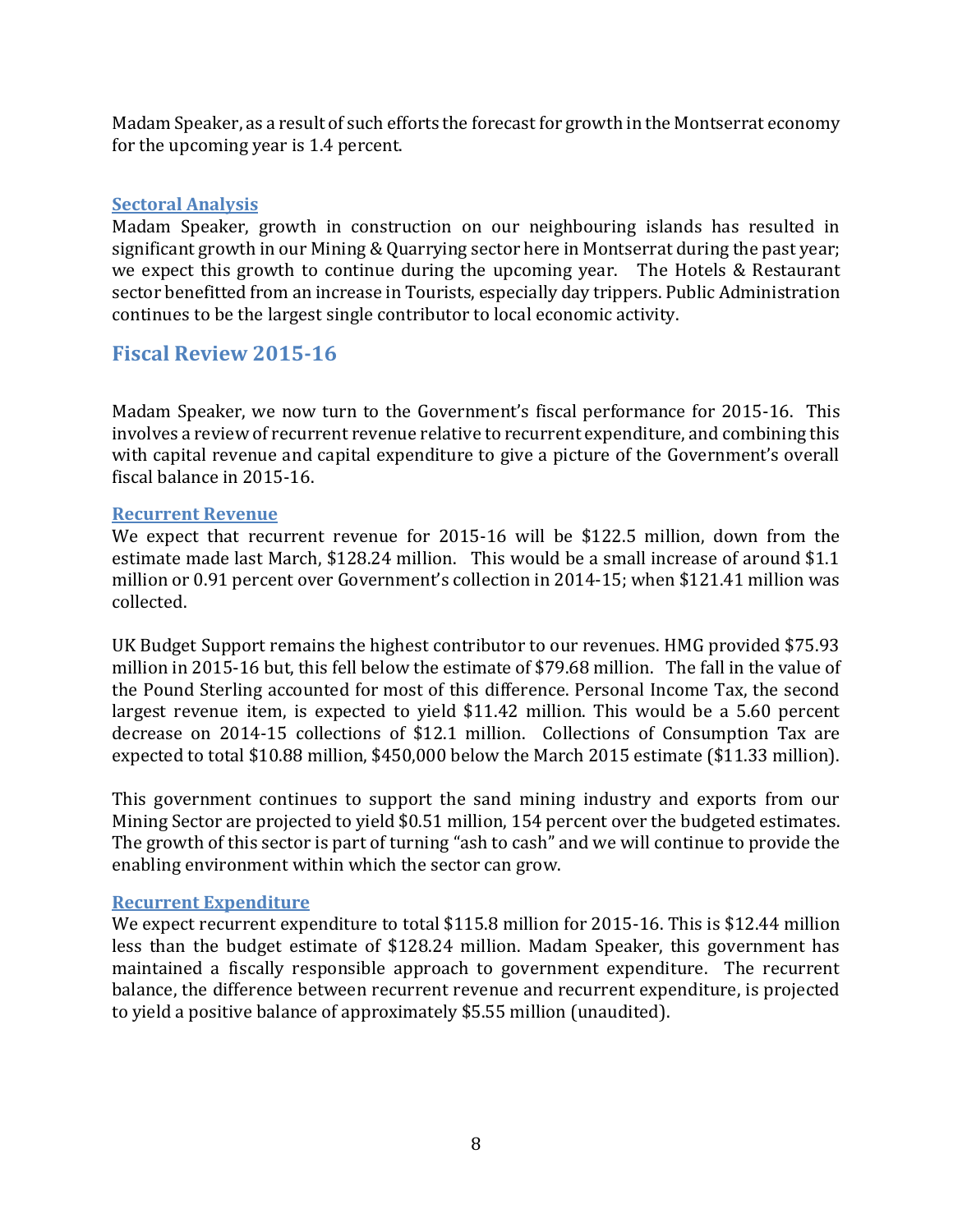Madam Speaker, as a result of such efforts the forecast for growth in the Montserrat economy for the upcoming year is 1.4 percent.

### Sectoral Analysis

Madam Speaker, growth in construction on our neighbouring islands has resulted in significant growth in our Mining & Quarrying sector here in Montserrat during the past year; we expect this growth to continue during the upcoming year. The Hotels & Restaurant sector benefitted from an increase in Tourists, especially day trippers. Public Administration continues to be the largest single contributor to local economic activity.

## Fiscal Review 2015-16

Madam Speaker, we now turn to the Government's fiscal performance for 2015-16. This involves a review of recurrent revenue relative to recurrent expenditure, and combining this with capital revenue and capital expenditure to give a picture of the Government's overall fiscal balance in 2015-16.

### Recurrent Revenue

We expect that recurrent revenue for 2015-16 will be $122.5 million, down from the estimate made last March, $128.24 million. This would be a small increase of around $1.1 million or 0.91 percent over Government's collection in 2014-15; when $121.41 million was collected.

UK Budget Support remains the highest contributor to our revenues. HMG provided $75.93 million in 2015-16 but, this fell below the estimate of $79.68 million. The fall in the value of the Pound Sterling accounted for most of this difference. Personal Income Tax, the second largest revenue item, is expected to yield $11.42 million. This would be a 5.60 percent decrease on 2014-15 collections of $12.1 million. Collections of Consumption Tax are expected to total $10.88 million, $450,000 below the March 2015 estimate ($11.33 million).

This government continues to support the sand mining industry and exports from our Mining Sector are projected to yield $0.51 million, 154 percent over the budgeted estimates. The growth of this sector is part of turning "ash to cash" and we will continue to provide the enabling environment within which the sector can grow.

### Recurrent Expenditure

We expect recurrent expenditure to total $115.8 million for 2015-16. This is $12.44 million less than the budget estimate of $128.24 million. Madam Speaker, this government has maintained a fiscally responsible approach to government expenditure. The recurrent balance, the difference between recurrent revenue and recurrent expenditure, is projected to yield a positive balance of approximately $5.55 million (unaudited).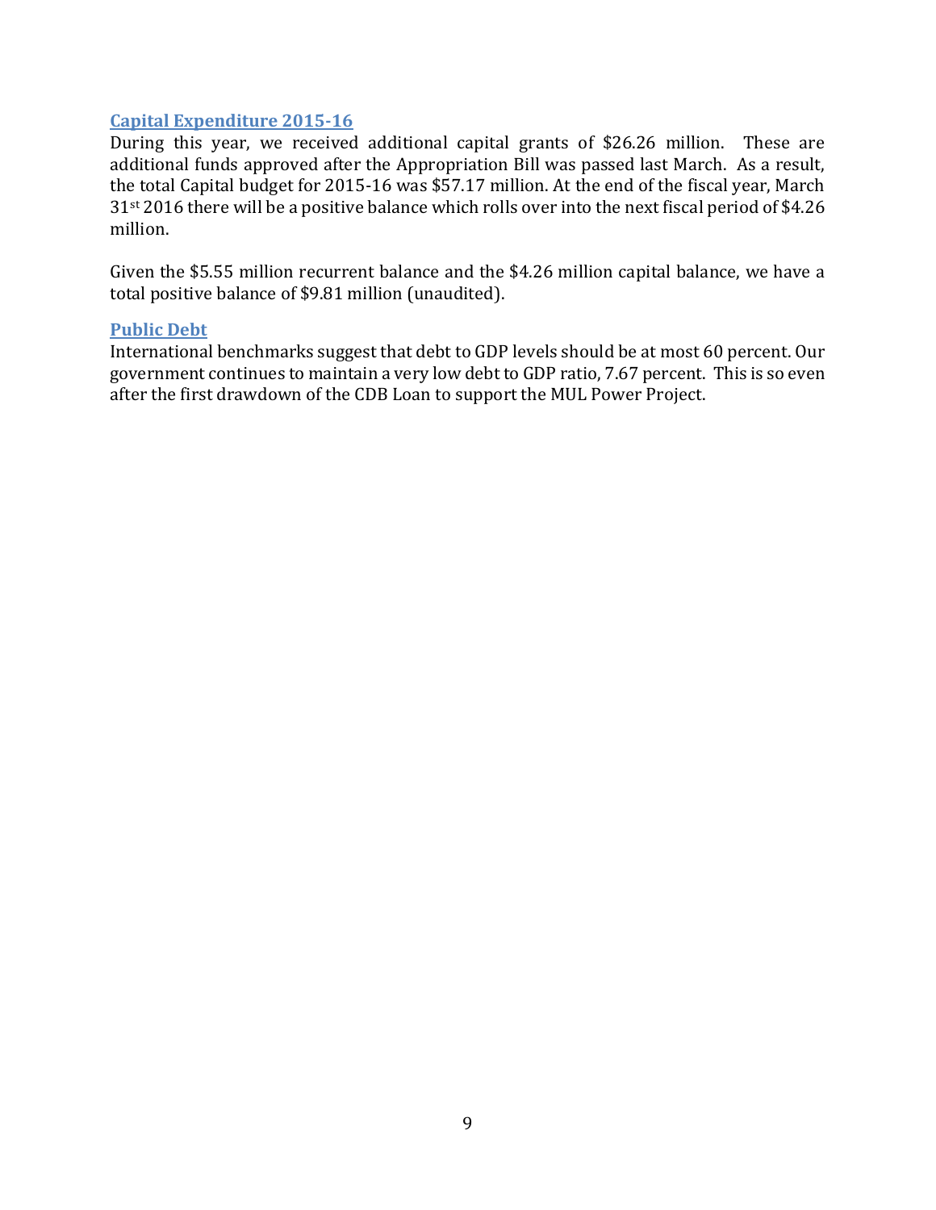## Capital Expenditure 2015-16

During this year, we received additional capital grants of $26.26 million. These are additional funds approved after the Appropriation Bill was passed last March. As a result, the total Capital budget for 2015-16 was $57.17 million. At the end of the fiscal year, March 31st 2016 there will be a positive balance which rolls over into the next fiscal period of $4.26 million.

Given the $5.55 million recurrent balance and the $4.26 million capital balance, we have a total positive balance of $9.81 million (unaudited).

## Public Debt

International benchmarks suggest that debt to GDP levels should be at most 60 percent. Our government continues to maintain a very low debt to GDP ratio, 7.67 percent. This is so even after the first drawdown of the CDB Loan to support the MUL Power Project.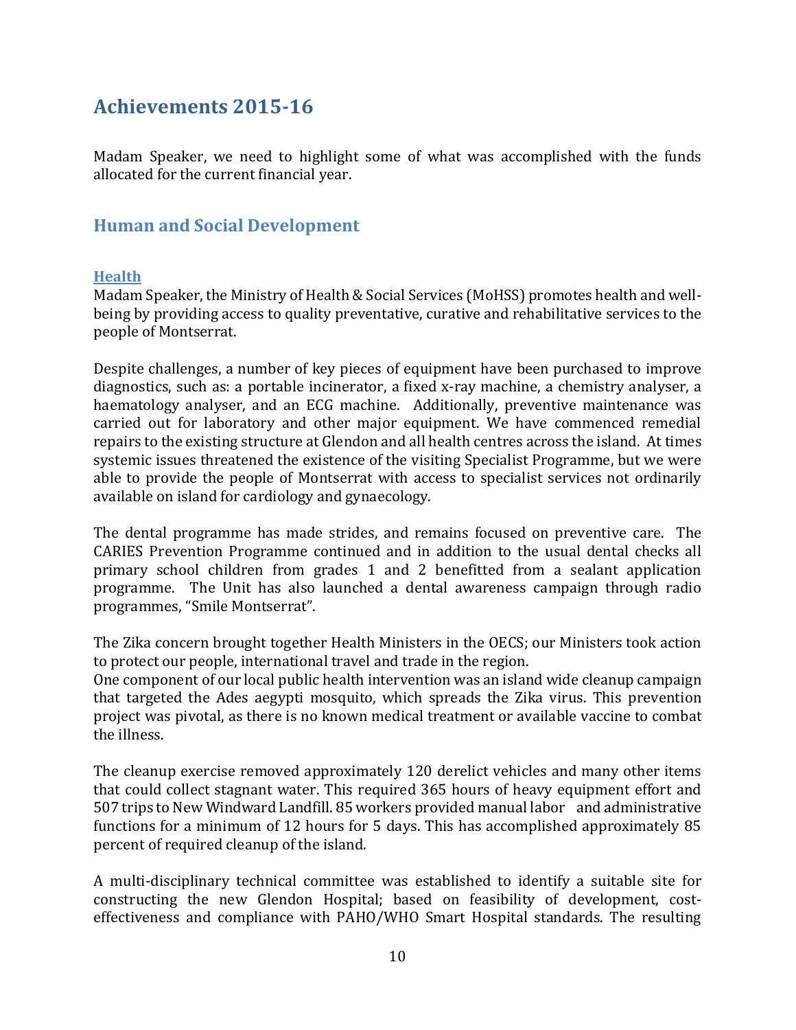# Achievements 2015-16

Madam Speaker, we need to highlight some of what was accomplished with the funds allocated for the current financial year.

## Human and Social Development

### Health

Madam Speaker, the Ministry of Health & Social Services (MoHSS) promotes health and well-being by providing access to quality preventative, curative and rehabilitative services to the people of Montserrat.

Despite challenges, a number of key pieces of equipment have been purchased to improve diagnostics, such as: a portable incinerator, a fixed x-ray machine, a chemistry analyser, a haematology analyser, and an ECG machine. Additionally, preventive maintenance was carried out for laboratory and other major equipment. We have commenced remedial repairs to the existing structure at Glendon and all health centres across the island. At times systemic issues threatened the existence of the visiting Specialist Programme, but we were able to provide the people of Montserrat with access to specialist services not ordinarily available on island for cardiology and gynaecology.

The dental programme has made strides, and remains focused on preventive care. The CARIES Prevention Programme continued and in addition to the usual dental checks all primary school children from grades 1 and 2 benefitted from a sealant application programme. The Unit has also launched a dental awareness campaign through radio programmes, "Smile Montserrat".

The Zika concern brought together Health Ministers in the OECS; our Ministers took action to protect our people, international travel and trade in the region.
One component of our local public health intervention was an island wide cleanup campaign that targeted the Ades aegypti mosquito, which spreads the Zika virus. This prevention project was pivotal, as there is no known medical treatment or available vaccine to combat the illness.

The cleanup exercise removed approximately 120 derelict vehicles and many other items that could collect stagnant water. This required 365 hours of heavy equipment effort and 507 trips to New Windward Landfill. 85 workers provided manual labor and administrative functions for a minimum of 12 hours for 5 days. This has accomplished approximately 85 percent of required cleanup of the island.

A multi-disciplinary technical committee was established to identify a suitable site for constructing the new Glendon Hospital; based on feasibility of development, cost-effectiveness and compliance with PAHO/WHO Smart Hospital standards. The resulting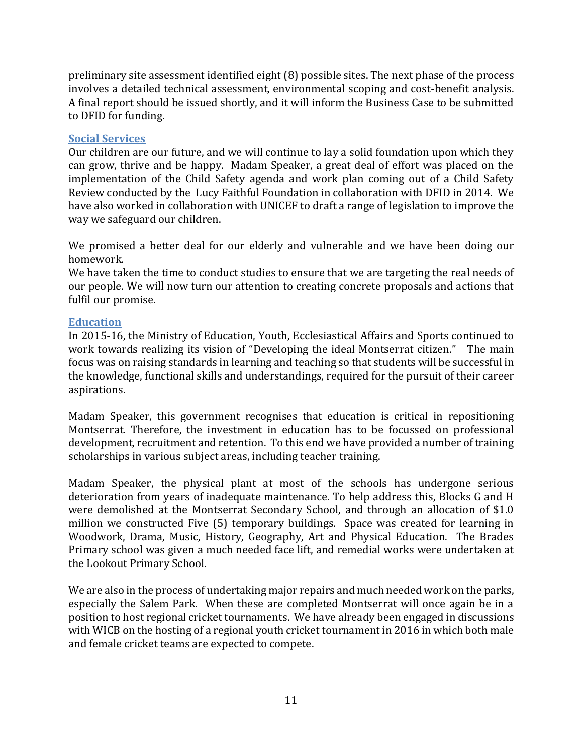preliminary site assessment identified eight (8) possible sites. The next phase of the process involves a detailed technical assessment, environmental scoping and cost-benefit analysis. A final report should be issued shortly, and it will inform the Business Case to be submitted to DFID for funding.

### Social Services

Our children are our future, and we will continue to lay a solid foundation upon which they can grow, thrive and be happy. Madam Speaker, a great deal of effort was placed on the implementation of the Child Safety agenda and work plan coming out of a Child Safety Review conducted by the Lucy Faithful Foundation in collaboration with DFID in 2014. We have also worked in collaboration with UNICEF to draft a range of legislation to improve the way we safeguard our children.

We promised a better deal for our elderly and vulnerable and we have been doing our homework.
We have taken the time to conduct studies to ensure that we are targeting the real needs of our people. We will now turn our attention to creating concrete proposals and actions that fulfil our promise.

### Education

In 2015-16, the Ministry of Education, Youth, Ecclesiastical Affairs and Sports continued to work towards realizing its vision of "Developing the ideal Montserrat citizen." The main focus was on raising standards in learning and teaching so that students will be successful in the knowledge, functional skills and understandings, required for the pursuit of their career aspirations.

Madam Speaker, this government recognises that education is critical in repositioning Montserrat. Therefore, the investment in education has to be focussed on professional development, recruitment and retention. To this end we have provided a number of training scholarships in various subject areas, including teacher training.

Madam Speaker, the physical plant at most of the schools has undergone serious deterioration from years of inadequate maintenance. To help address this, Blocks G and H were demolished at the Montserrat Secondary School, and through an allocation of $1.0 million we constructed Five (5) temporary buildings. Space was created for learning in Woodwork, Drama, Music, History, Geography, Art and Physical Education. The Brades Primary school was given a much needed face lift, and remedial works were undertaken at the Lookout Primary School.

We are also in the process of undertaking major repairs and much needed work on the parks, especially the Salem Park. When these are completed Montserrat will once again be in a position to host regional cricket tournaments. We have already been engaged in discussions with WICB on the hosting of a regional youth cricket tournament in 2016 in which both male and female cricket teams are expected to compete.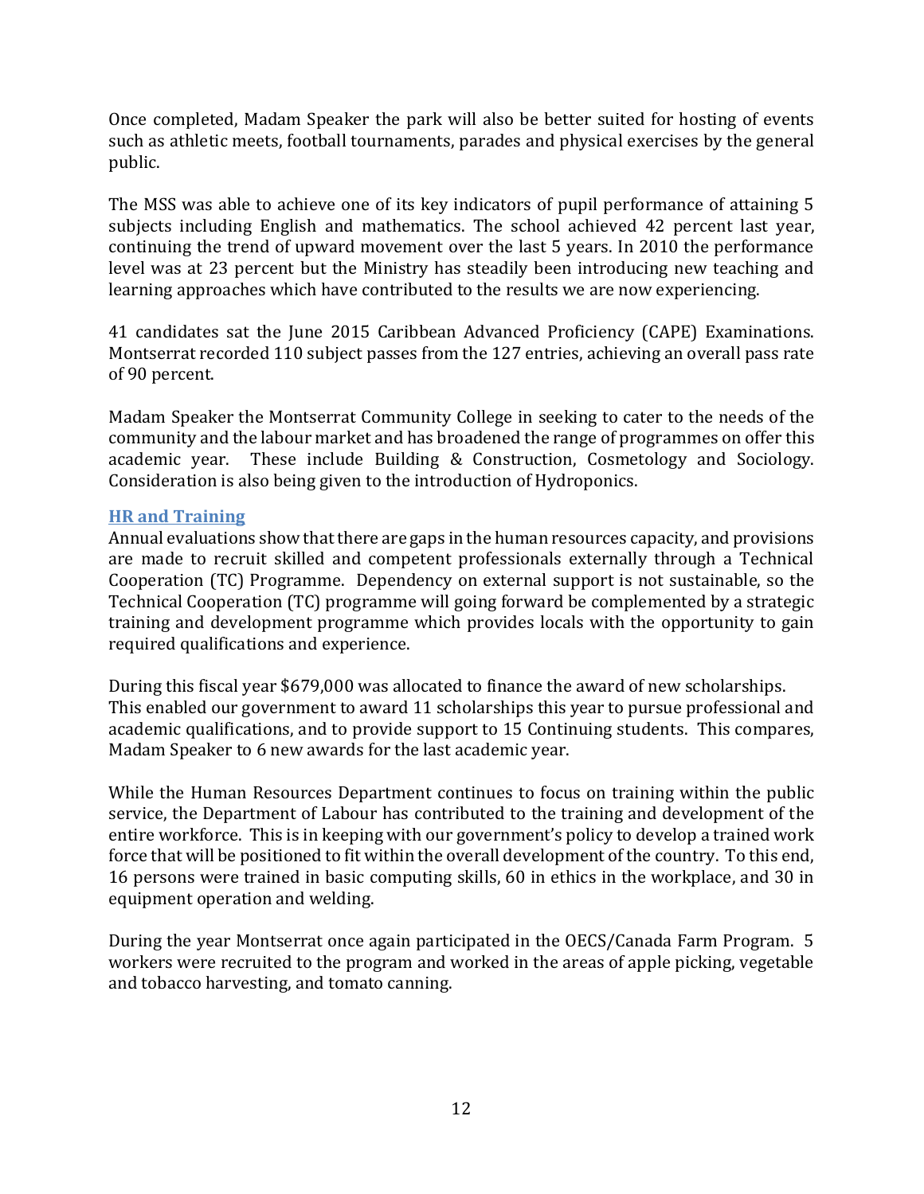Once completed, Madam Speaker the park will also be better suited for hosting of events such as athletic meets, football tournaments, parades and physical exercises by the general public.

The MSS was able to achieve one of its key indicators of pupil performance of attaining 5 subjects including English and mathematics. The school achieved 42 percent last year, continuing the trend of upward movement over the last 5 years. In 2010 the performance level was at 23 percent but the Ministry has steadily been introducing new teaching and learning approaches which have contributed to the results we are now experiencing.

41 candidates sat the June 2015 Caribbean Advanced Proficiency (CAPE) Examinations. Montserrat recorded 110 subject passes from the 127 entries, achieving an overall pass rate of 90 percent.

Madam Speaker the Montserrat Community College in seeking to cater to the needs of the community and the labour market and has broadened the range of programmes on offer this academic year. These include Building & Construction, Cosmetology and Sociology. Consideration is also being given to the introduction of Hydroponics.

## HR and Training

Annual evaluations show that there are gaps in the human resources capacity, and provisions are made to recruit skilled and competent professionals externally through a Technical Cooperation (TC) Programme. Dependency on external support is not sustainable, so the Technical Cooperation (TC) programme will going forward be complemented by a strategic training and development programme which provides locals with the opportunity to gain required qualifications and experience.

During this fiscal year $679,000 was allocated to finance the award of new scholarships. This enabled our government to award 11 scholarships this year to pursue professional and academic qualifications, and to provide support to 15 Continuing students. This compares, Madam Speaker to 6 new awards for the last academic year.

While the Human Resources Department continues to focus on training within the public service, the Department of Labour has contributed to the training and development of the entire workforce. This is in keeping with our government's policy to develop a trained work force that will be positioned to fit within the overall development of the country. To this end, 16 persons were trained in basic computing skills, 60 in ethics in the workplace, and 30 in equipment operation and welding.

During the year Montserrat once again participated in the OECS/Canada Farm Program. 5 workers were recruited to the program and worked in the areas of apple picking, vegetable and tobacco harvesting, and tomato canning.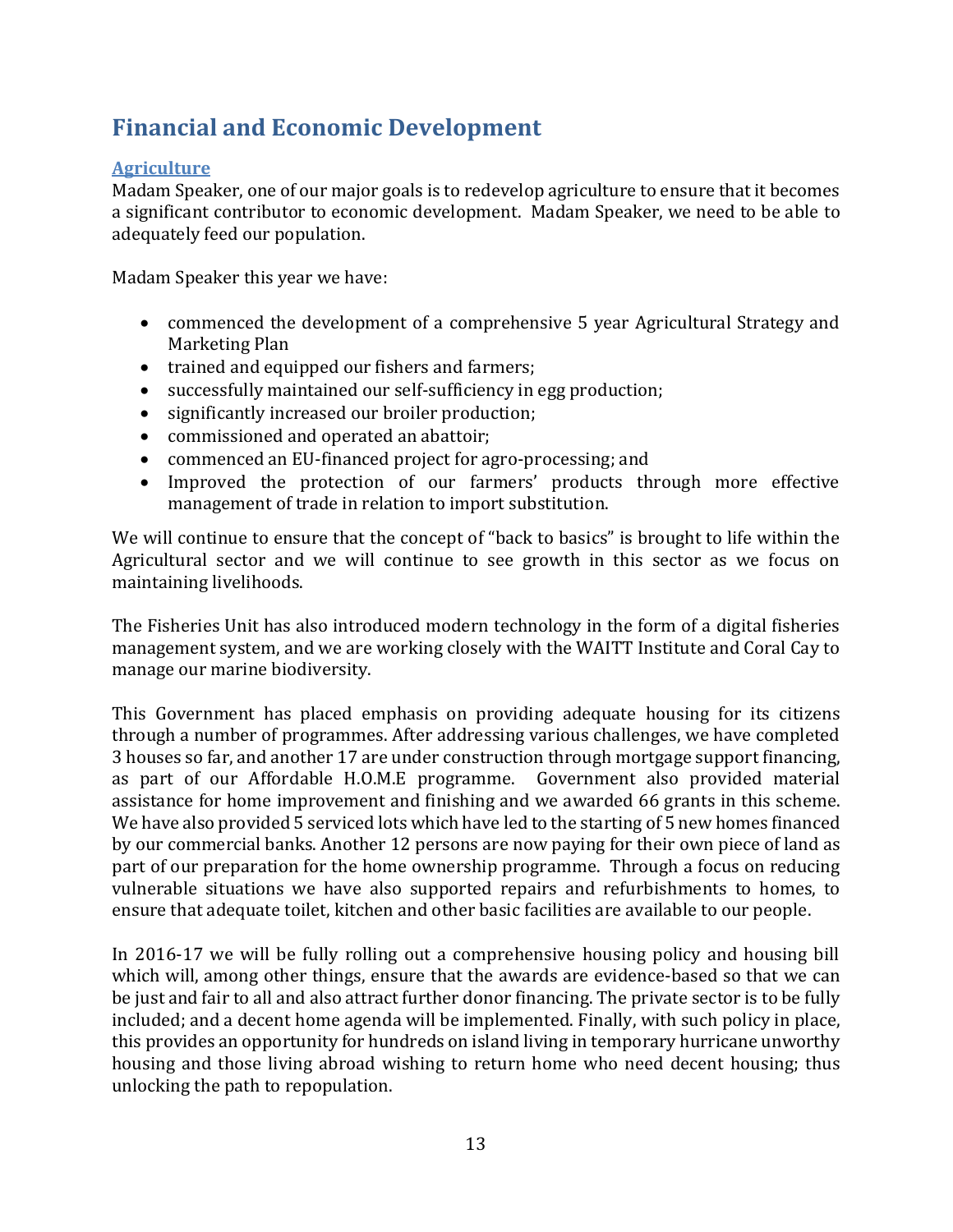## Financial and Economic Development

### Agriculture

Madam Speaker, one of our major goals is to redevelop agriculture to ensure that it becomes a significant contributor to economic development. Madam Speaker, we need to be able to adequately feed our population.

Madam Speaker this year we have:

- commenced the development of a comprehensive 5 year Agricultural Strategy and Marketing Plan
- trained and equipped our fishers and farmers;
- successfully maintained our self-sufficiency in egg production;
- significantly increased our broiler production;
- commissioned and operated an abattoir;
- commenced an EU-financed project for agro-processing; and
- Improved the protection of our farmers' products through more effective management of trade in relation to import substitution.

We will continue to ensure that the concept of "back to basics" is brought to life within the Agricultural sector and we will continue to see growth in this sector as we focus on maintaining livelihoods.

The Fisheries Unit has also introduced modern technology in the form of a digital fisheries management system, and we are working closely with the WAITT Institute and Coral Cay to manage our marine biodiversity.

This Government has placed emphasis on providing adequate housing for its citizens through a number of programmes. After addressing various challenges, we have completed 3 houses so far, and another 17 are under construction through mortgage support financing, as part of our Affordable H.O.M.E programme. Government also provided material assistance for home improvement and finishing and we awarded 66 grants in this scheme. We have also provided 5 serviced lots which have led to the starting of 5 new homes financed by our commercial banks. Another 12 persons are now paying for their own piece of land as part of our preparation for the home ownership programme. Through a focus on reducing vulnerable situations we have also supported repairs and refurbishments to homes, to ensure that adequate toilet, kitchen and other basic facilities are available to our people.

In 2016-17 we will be fully rolling out a comprehensive housing policy and housing bill which will, among other things, ensure that the awards are evidence-based so that we can be just and fair to all and also attract further donor financing. The private sector is to be fully included; and a decent home agenda will be implemented. Finally, with such policy in place, this provides an opportunity for hundreds on island living in temporary hurricane unworthy housing and those living abroad wishing to return home who need decent housing; thus unlocking the path to repopulation.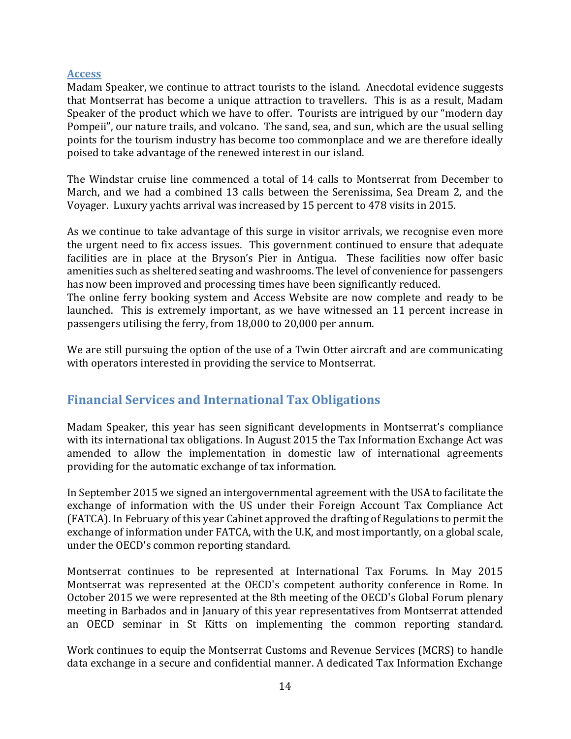### Access

Madam Speaker, we continue to attract tourists to the island. Anecdotal evidence suggests that Montserrat has become a unique attraction to travellers. This is as a result, Madam Speaker of the product which we have to offer. Tourists are intrigued by our "modern day Pompeii", our nature trails, and volcano. The sand, sea, and sun, which are the usual selling points for the tourism industry has become too commonplace and we are therefore ideally poised to take advantage of the renewed interest in our island.

The Windstar cruise line commenced a total of 14 calls to Montserrat from December to March, and we had a combined 13 calls between the Serenissima, Sea Dream 2, and the Voyager. Luxury yachts arrival was increased by 15 percent to 478 visits in 2015.

As we continue to take advantage of this surge in visitor arrivals, we recognise even more the urgent need to fix access issues. This government continued to ensure that adequate facilities are in place at the Bryson's Pier in Antigua. These facilities now offer basic amenities such as sheltered seating and washrooms. The level of convenience for passengers has now been improved and processing times have been significantly reduced.

The online ferry booking system and Access Website are now complete and ready to be launched. This is extremely important, as we have witnessed an 11 percent increase in passengers utilising the ferry, from 18,000 to 20,000 per annum.

We are still pursuing the option of the use of a Twin Otter aircraft and are communicating with operators interested in providing the service to Montserrat.

## Financial Services and International Tax Obligations

Madam Speaker, this year has seen significant developments in Montserrat's compliance with its international tax obligations. In August 2015 the Tax Information Exchange Act was amended to allow the implementation in domestic law of international agreements providing for the automatic exchange of tax information.

In September 2015 we signed an intergovernmental agreement with the USA to facilitate the exchange of information with the US under their Foreign Account Tax Compliance Act (FATCA). In February of this year Cabinet approved the drafting of Regulations to permit the exchange of information under FATCA, with the U.K, and most importantly, on a global scale, under the OECD's common reporting standard.

Montserrat continues to be represented at International Tax Forums. In May 2015 Montserrat was represented at the OECD's competent authority conference in Rome. In October 2015 we were represented at the 8th meeting of the OECD's Global Forum plenary meeting in Barbados and in January of this year representatives from Montserrat attended an OECD seminar in St Kitts on implementing the common reporting standard.

Work continues to equip the Montserrat Customs and Revenue Services (MCRS) to handle data exchange in a secure and confidential manner. A dedicated Tax Information Exchange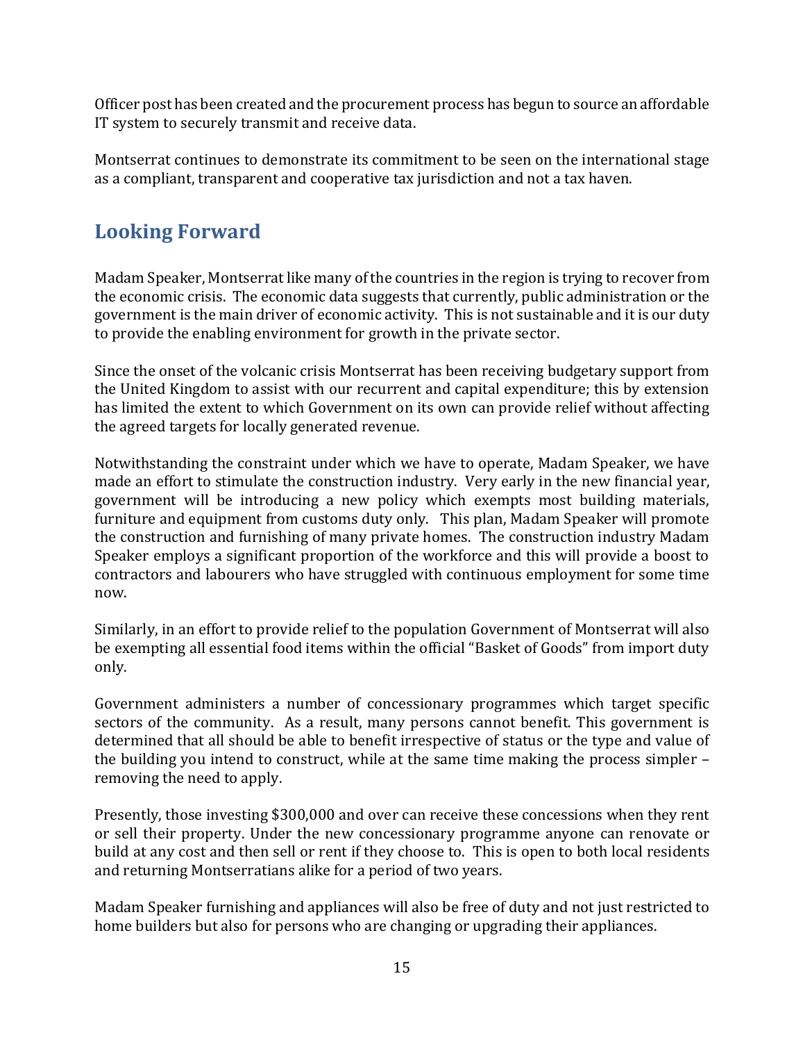Officer post has been created and the procurement process has begun to source an affordable IT system to securely transmit and receive data.

Montserrat continues to demonstrate its commitment to be seen on the international stage as a compliant, transparent and cooperative tax jurisdiction and not a tax haven.

## Looking Forward

Madam Speaker, Montserrat like many of the countries in the region is trying to recover from the economic crisis. The economic data suggests that currently, public administration or the government is the main driver of economic activity. This is not sustainable and it is our duty to provide the enabling environment for growth in the private sector.

Since the onset of the volcanic crisis Montserrat has been receiving budgetary support from the United Kingdom to assist with our recurrent and capital expenditure; this by extension has limited the extent to which Government on its own can provide relief without affecting the agreed targets for locally generated revenue.

Notwithstanding the constraint under which we have to operate, Madam Speaker, we have made an effort to stimulate the construction industry. Very early in the new financial year, government will be introducing a new policy which exempts most building materials, furniture and equipment from customs duty only. This plan, Madam Speaker will promote the construction and furnishing of many private homes. The construction industry Madam Speaker employs a significant proportion of the workforce and this will provide a boost to contractors and labourers who have struggled with continuous employment for some time now.

Similarly, in an effort to provide relief to the population Government of Montserrat will also be exempting all essential food items within the official "Basket of Goods" from import duty only.

Government administers a number of concessionary programmes which target specific sectors of the community. As a result, many persons cannot benefit. This government is determined that all should be able to benefit irrespective of status or the type and value of the building you intend to construct, while at the same time making the process simpler – removing the need to apply.

Presently, those investing $300,000 and over can receive these concessions when they rent or sell their property. Under the new concessionary programme anyone can renovate or build at any cost and then sell or rent if they choose to. This is open to both local residents and returning Montserratians alike for a period of two years.

Madam Speaker furnishing and appliances will also be free of duty and not just restricted to home builders but also for persons who are changing or upgrading their appliances.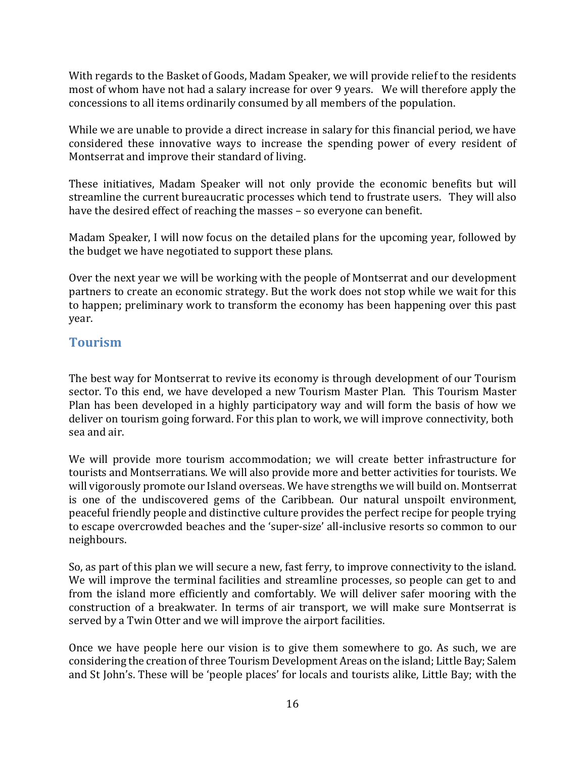With regards to the Basket of Goods, Madam Speaker, we will provide relief to the residents most of whom have not had a salary increase for over 9 years. We will therefore apply the concessions to all items ordinarily consumed by all members of the population.

While we are unable to provide a direct increase in salary for this financial period, we have considered these innovative ways to increase the spending power of every resident of Montserrat and improve their standard of living.

These initiatives, Madam Speaker will not only provide the economic benefits but will streamline the current bureaucratic processes which tend to frustrate users. They will also have the desired effect of reaching the masses – so everyone can benefit.

Madam Speaker, I will now focus on the detailed plans for the upcoming year, followed by the budget we have negotiated to support these plans.

Over the next year we will be working with the people of Montserrat and our development partners to create an economic strategy. But the work does not stop while we wait for this to happen; preliminary work to transform the economy has been happening over this past year.

## Tourism

The best way for Montserrat to revive its economy is through development of our Tourism sector. To this end, we have developed a new Tourism Master Plan. This Tourism Master Plan has been developed in a highly participatory way and will form the basis of how we deliver on tourism going forward. For this plan to work, we will improve connectivity, both sea and air.

We will provide more tourism accommodation; we will create better infrastructure for tourists and Montserratians. We will also provide more and better activities for tourists. We will vigorously promote our Island overseas. We have strengths we will build on. Montserrat is one of the undiscovered gems of the Caribbean. Our natural unspoilt environment, peaceful friendly people and distinctive culture provides the perfect recipe for people trying to escape overcrowded beaches and the 'super-size' all-inclusive resorts so common to our neighbours.

So, as part of this plan we will secure a new, fast ferry, to improve connectivity to the island. We will improve the terminal facilities and streamline processes, so people can get to and from the island more efficiently and comfortably. We will deliver safer mooring with the construction of a breakwater. In terms of air transport, we will make sure Montserrat is served by a Twin Otter and we will improve the airport facilities.

Once we have people here our vision is to give them somewhere to go. As such, we are considering the creation of three Tourism Development Areas on the island; Little Bay; Salem and St John's. These will be 'people places' for locals and tourists alike, Little Bay; with the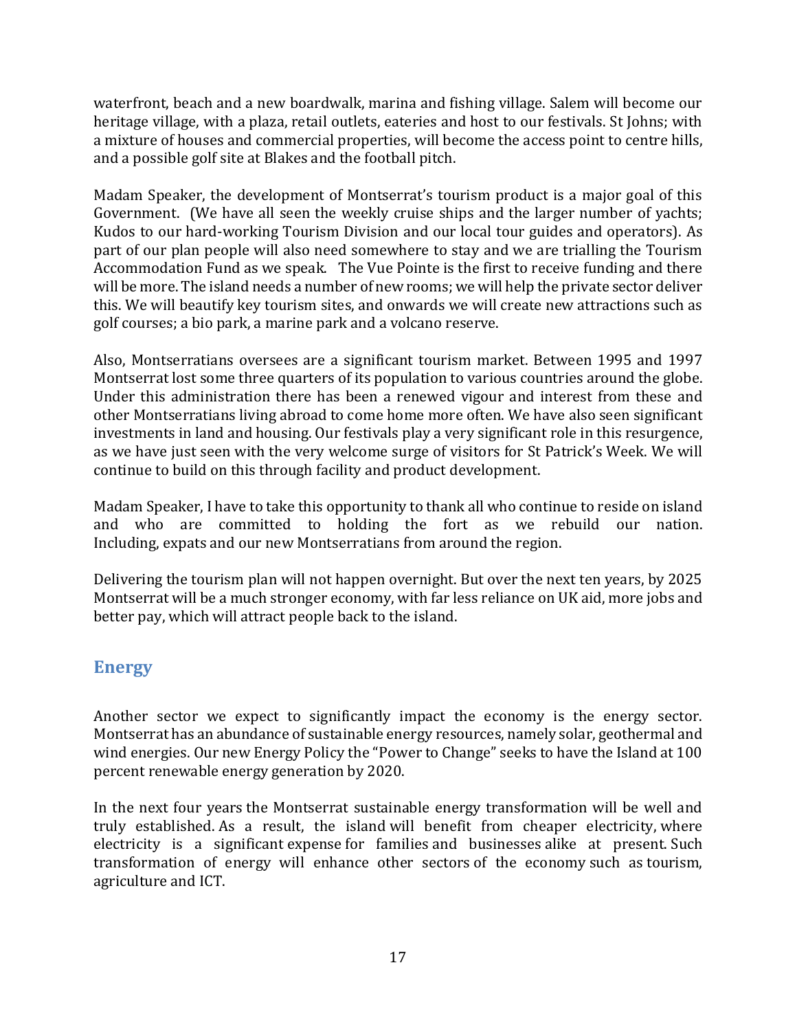waterfront, beach and a new boardwalk, marina and fishing village. Salem will become our heritage village, with a plaza, retail outlets, eateries and host to our festivals. St Johns; with a mixture of houses and commercial properties, will become the access point to centre hills, and a possible golf site at Blakes and the football pitch.

Madam Speaker, the development of Montserrat's tourism product is a major goal of this Government. (We have all seen the weekly cruise ships and the larger number of yachts; Kudos to our hard-working Tourism Division and our local tour guides and operators). As part of our plan people will also need somewhere to stay and we are trialling the Tourism Accommodation Fund as we speak. The Vue Pointe is the first to receive funding and there will be more. The island needs a number of new rooms; we will help the private sector deliver this. We will beautify key tourism sites, and onwards we will create new attractions such as golf courses; a bio park, a marine park and a volcano reserve.

Also, Montserratians oversees are a significant tourism market. Between 1995 and 1997 Montserrat lost some three quarters of its population to various countries around the globe. Under this administration there has been a renewed vigour and interest from these and other Montserratians living abroad to come home more often. We have also seen significant investments in land and housing. Our festivals play a very significant role in this resurgence, as we have just seen with the very welcome surge of visitors for St Patrick's Week. We will continue to build on this through facility and product development.

Madam Speaker, I have to take this opportunity to thank all who continue to reside on island and who are committed to holding the fort as we rebuild our nation. Including, expats and our new Montserratians from around the region.

Delivering the tourism plan will not happen overnight. But over the next ten years, by 2025 Montserrat will be a much stronger economy, with far less reliance on UK aid, more jobs and better pay, which will attract people back to the island.

## Energy

Another sector we expect to significantly impact the economy is the energy sector. Montserrat has an abundance of sustainable energy resources, namely solar, geothermal and wind energies. Our new Energy Policy the "Power to Change" seeks to have the Island at 100 percent renewable energy generation by 2020.

In the next four years the Montserrat sustainable energy transformation will be well and truly established. As a result, the island will benefit from cheaper electricity, where electricity is a significant expense for families and businesses alike at present. Such transformation of energy will enhance other sectors of the economy such as tourism, agriculture and ICT.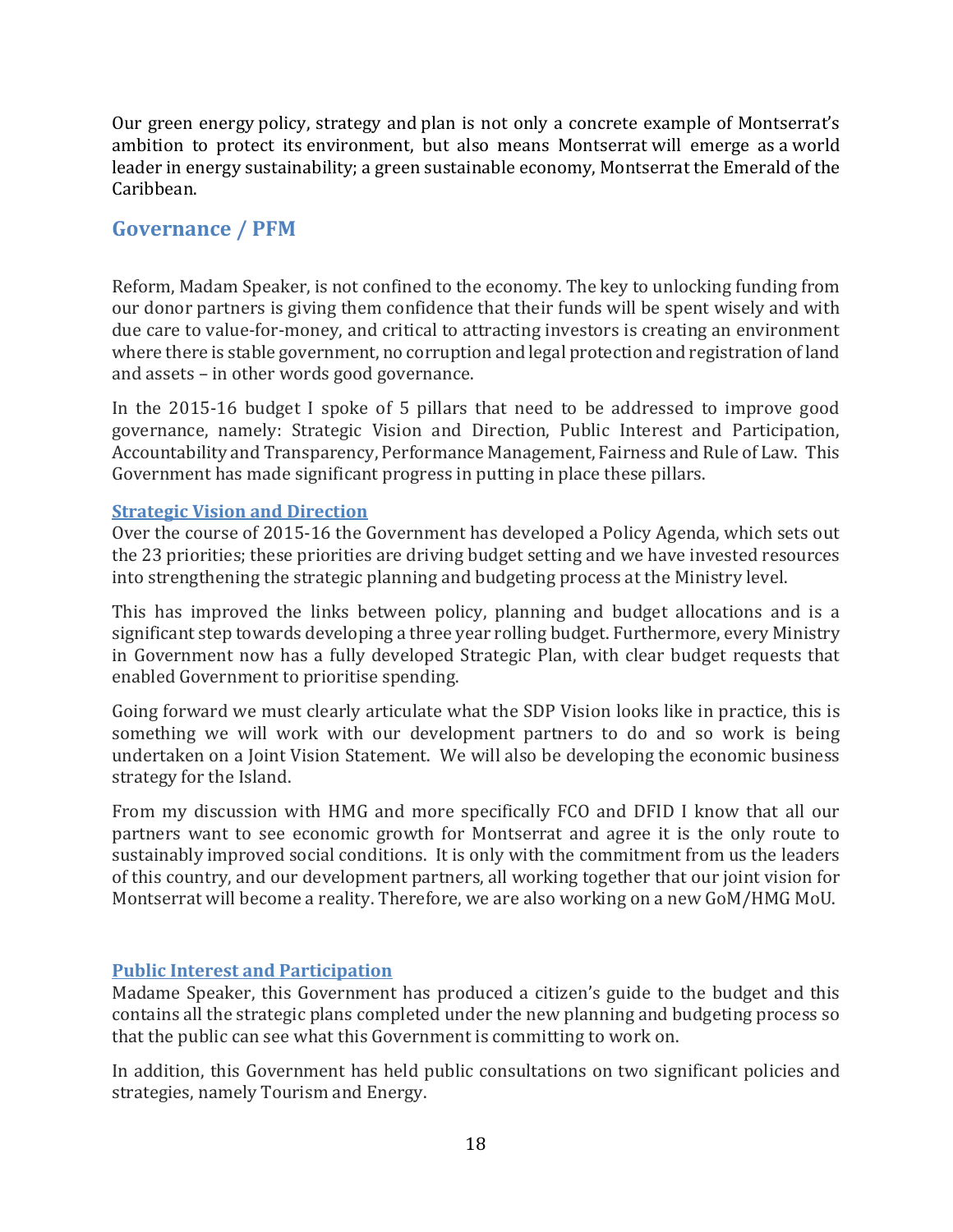Our green energy policy, strategy and plan is not only a concrete example of Montserrat's ambition to protect its environment, but also means Montserrat will emerge as a world leader in energy sustainability; a green sustainable economy, Montserrat the Emerald of the Caribbean.

## Governance / PFM

Reform, Madam Speaker, is not confined to the economy. The key to unlocking funding from our donor partners is giving them confidence that their funds will be spent wisely and with due care to value-for-money, and critical to attracting investors is creating an environment where there is stable government, no corruption and legal protection and registration of land and assets – in other words good governance.

In the 2015-16 budget I spoke of 5 pillars that need to be addressed to improve good governance, namely: Strategic Vision and Direction, Public Interest and Participation, Accountability and Transparency, Performance Management, Fairness and Rule of Law. This Government has made significant progress in putting in place these pillars.

### Strategic Vision and Direction

Over the course of 2015-16 the Government has developed a Policy Agenda, which sets out the 23 priorities; these priorities are driving budget setting and we have invested resources into strengthening the strategic planning and budgeting process at the Ministry level.

This has improved the links between policy, planning and budget allocations and is a significant step towards developing a three year rolling budget. Furthermore, every Ministry in Government now has a fully developed Strategic Plan, with clear budget requests that enabled Government to prioritise spending.

Going forward we must clearly articulate what the SDP Vision looks like in practice, this is something we will work with our development partners to do and so work is being undertaken on a Joint Vision Statement. We will also be developing the economic business strategy for the Island.

From my discussion with HMG and more specifically FCO and DFID I know that all our partners want to see economic growth for Montserrat and agree it is the only route to sustainably improved social conditions. It is only with the commitment from us the leaders of this country, and our development partners, all working together that our joint vision for Montserrat will become a reality. Therefore, we are also working on a new GoM/HMG MoU.

### Public Interest and Participation

Madame Speaker, this Government has produced a citizen's guide to the budget and this contains all the strategic plans completed under the new planning and budgeting process so that the public can see what this Government is committing to work on.

In addition, this Government has held public consultations on two significant policies and strategies, namely Tourism and Energy.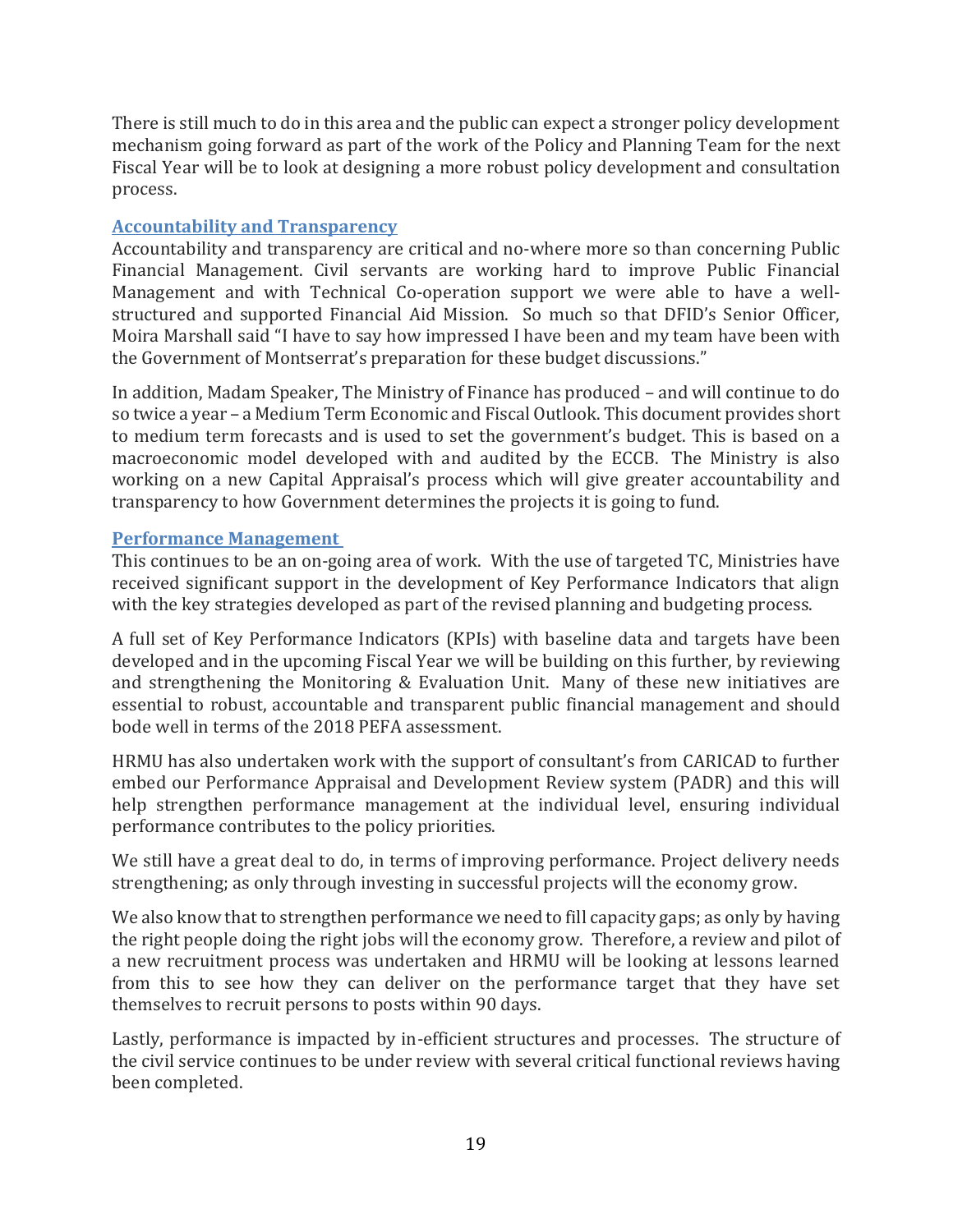There is still much to do in this area and the public can expect a stronger policy development mechanism going forward as part of the work of the Policy and Planning Team for the next Fiscal Year will be to look at designing a more robust policy development and consultation process.

### Accountability and Transparency

Accountability and transparency are critical and no-where more so than concerning Public Financial Management. Civil servants are working hard to improve Public Financial Management and with Technical Co-operation support we were able to have a well-structured and supported Financial Aid Mission. So much so that DFID's Senior Officer, Moira Marshall said "I have to say how impressed I have been and my team have been with the Government of Montserrat's preparation for these budget discussions."

In addition, Madam Speaker, The Ministry of Finance has produced – and will continue to do so twice a year – a Medium Term Economic and Fiscal Outlook. This document provides short to medium term forecasts and is used to set the government's budget. This is based on a macroeconomic model developed with and audited by the ECCB. The Ministry is also working on a new Capital Appraisal's process which will give greater accountability and transparency to how Government determines the projects it is going to fund.

### Performance Management

This continues to be an on-going area of work. With the use of targeted TC, Ministries have received significant support in the development of Key Performance Indicators that align with the key strategies developed as part of the revised planning and budgeting process.

A full set of Key Performance Indicators (KPIs) with baseline data and targets have been developed and in the upcoming Fiscal Year we will be building on this further, by reviewing and strengthening the Monitoring & Evaluation Unit. Many of these new initiatives are essential to robust, accountable and transparent public financial management and should bode well in terms of the 2018 PEFA assessment.

HRMU has also undertaken work with the support of consultant's from CARICAD to further embed our Performance Appraisal and Development Review system (PADR) and this will help strengthen performance management at the individual level, ensuring individual performance contributes to the policy priorities.

We still have a great deal to do, in terms of improving performance. Project delivery needs strengthening; as only through investing in successful projects will the economy grow.

We also know that to strengthen performance we need to fill capacity gaps; as only by having the right people doing the right jobs will the economy grow. Therefore, a review and pilot of a new recruitment process was undertaken and HRMU will be looking at lessons learned from this to see how they can deliver on the performance target that they have set themselves to recruit persons to posts within 90 days.

Lastly, performance is impacted by in-efficient structures and processes. The structure of the civil service continues to be under review with several critical functional reviews having been completed.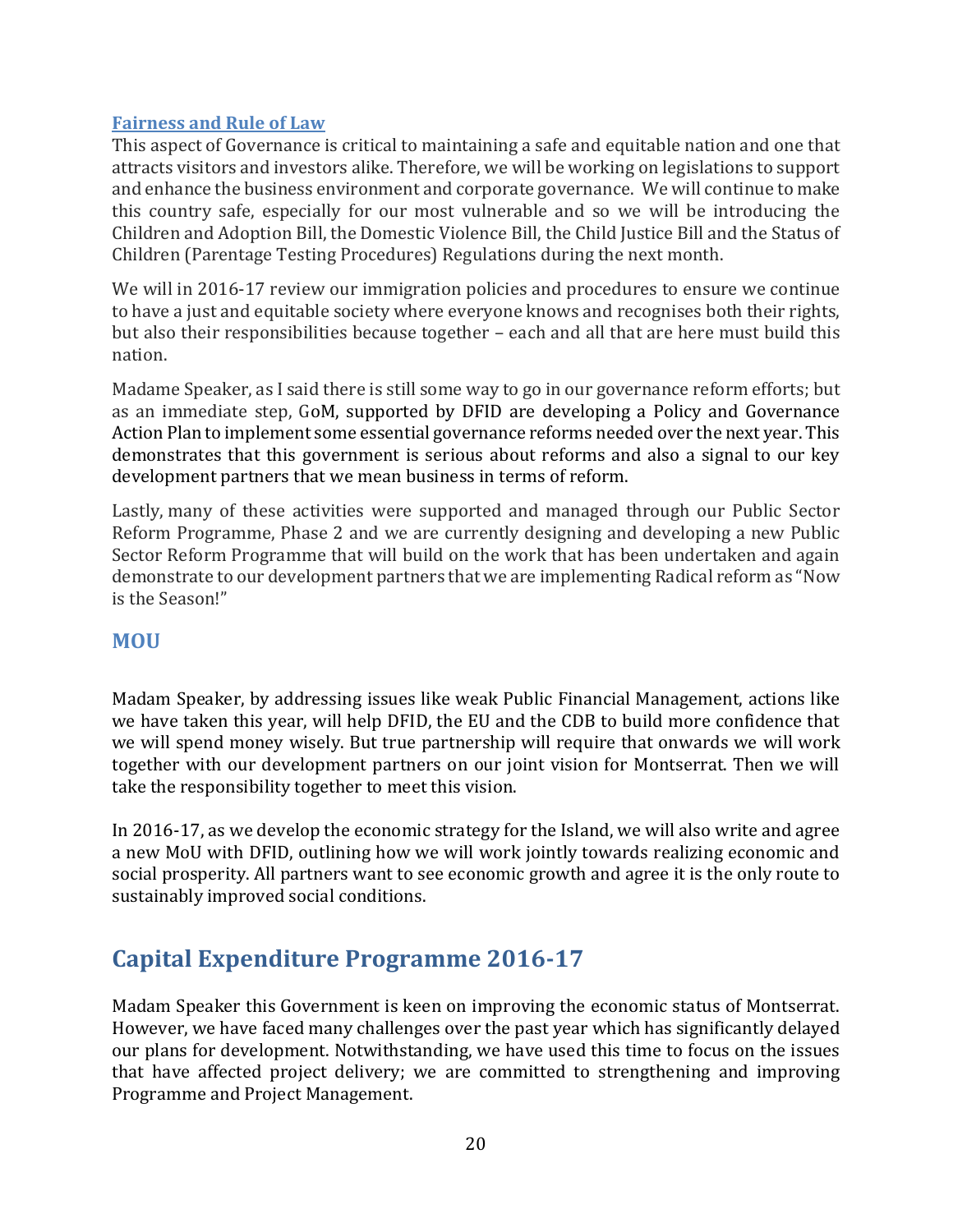### Fairness and Rule of Law

This aspect of Governance is critical to maintaining a safe and equitable nation and one that attracts visitors and investors alike. Therefore, we will be working on legislations to support and enhance the business environment and corporate governance. We will continue to make this country safe, especially for our most vulnerable and so we will be introducing the Children and Adoption Bill, the Domestic Violence Bill, the Child Justice Bill and the Status of Children (Parentage Testing Procedures) Regulations during the next month.

We will in 2016-17 review our immigration policies and procedures to ensure we continue to have a just and equitable society where everyone knows and recognises both their rights, but also their responsibilities because together – each and all that are here must build this nation.

Madame Speaker, as I said there is still some way to go in our governance reform efforts; but as an immediate step, GoM, supported by DFID are developing a Policy and Governance Action Plan to implement some essential governance reforms needed over the next year. This demonstrates that this government is serious about reforms and also a signal to our key development partners that we mean business in terms of reform.

Lastly, many of these activities were supported and managed through our Public Sector Reform Programme, Phase 2 and we are currently designing and developing a new Public Sector Reform Programme that will build on the work that has been undertaken and again demonstrate to our development partners that we are implementing Radical reform as "Now is the Season!"

### MOU

Madam Speaker, by addressing issues like weak Public Financial Management, actions like we have taken this year, will help DFID, the EU and the CDB to build more confidence that we will spend money wisely. But true partnership will require that onwards we will work together with our development partners on our joint vision for Montserrat. Then we will take the responsibility together to meet this vision.

In 2016-17, as we develop the economic strategy for the Island, we will also write and agree a new MoU with DFID, outlining how we will work jointly towards realizing economic and social prosperity. All partners want to see economic growth and agree it is the only route to sustainably improved social conditions.

## Capital Expenditure Programme 2016-17

Madam Speaker this Government is keen on improving the economic status of Montserrat. However, we have faced many challenges over the past year which has significantly delayed our plans for development. Notwithstanding, we have used this time to focus on the issues that have affected project delivery; we are committed to strengthening and improving Programme and Project Management.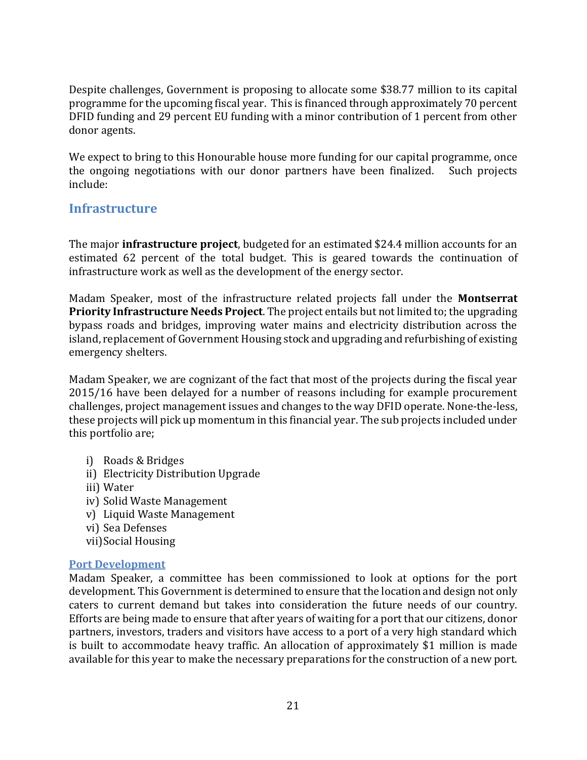Despite challenges, Government is proposing to allocate some $38.77 million to its capital programme for the upcoming fiscal year. This is financed through approximately 70 percent DFID funding and 29 percent EU funding with a minor contribution of 1 percent from other donor agents.

We expect to bring to this Honourable house more funding for our capital programme, once the ongoing negotiations with our donor partners have been finalized. Such projects include:

## Infrastructure

The major **infrastructure project**, budgeted for an estimated $24.4 million accounts for an estimated 62 percent of the total budget. This is geared towards the continuation of infrastructure work as well as the development of the energy sector.

Madam Speaker, most of the infrastructure related projects fall under the **Montserrat Priority Infrastructure Needs Project**. The project entails but not limited to; the upgrading bypass roads and bridges, improving water mains and electricity distribution across the island, replacement of Government Housing stock and upgrading and refurbishing of existing emergency shelters.

Madam Speaker, we are cognizant of the fact that most of the projects during the fiscal year 2015/16 have been delayed for a number of reasons including for example procurement challenges, project management issues and changes to the way DFID operate. None-the-less, these projects will pick up momentum in this financial year. The sub projects included under this portfolio are;

i) Roads & Bridges
ii) Electricity Distribution Upgrade
iii) Water
iv) Solid Waste Management
v) Liquid Waste Management
vi) Sea Defenses
vii) Social Housing

### Port Development

Madam Speaker, a committee has been commissioned to look at options for the port development. This Government is determined to ensure that the location and design not only caters to current demand but takes into consideration the future needs of our country. Efforts are being made to ensure that after years of waiting for a port that our citizens, donor partners, investors, traders and visitors have access to a port of a very high standard which is built to accommodate heavy traffic. An allocation of approximately $1 million is made available for this year to make the necessary preparations for the construction of a new port.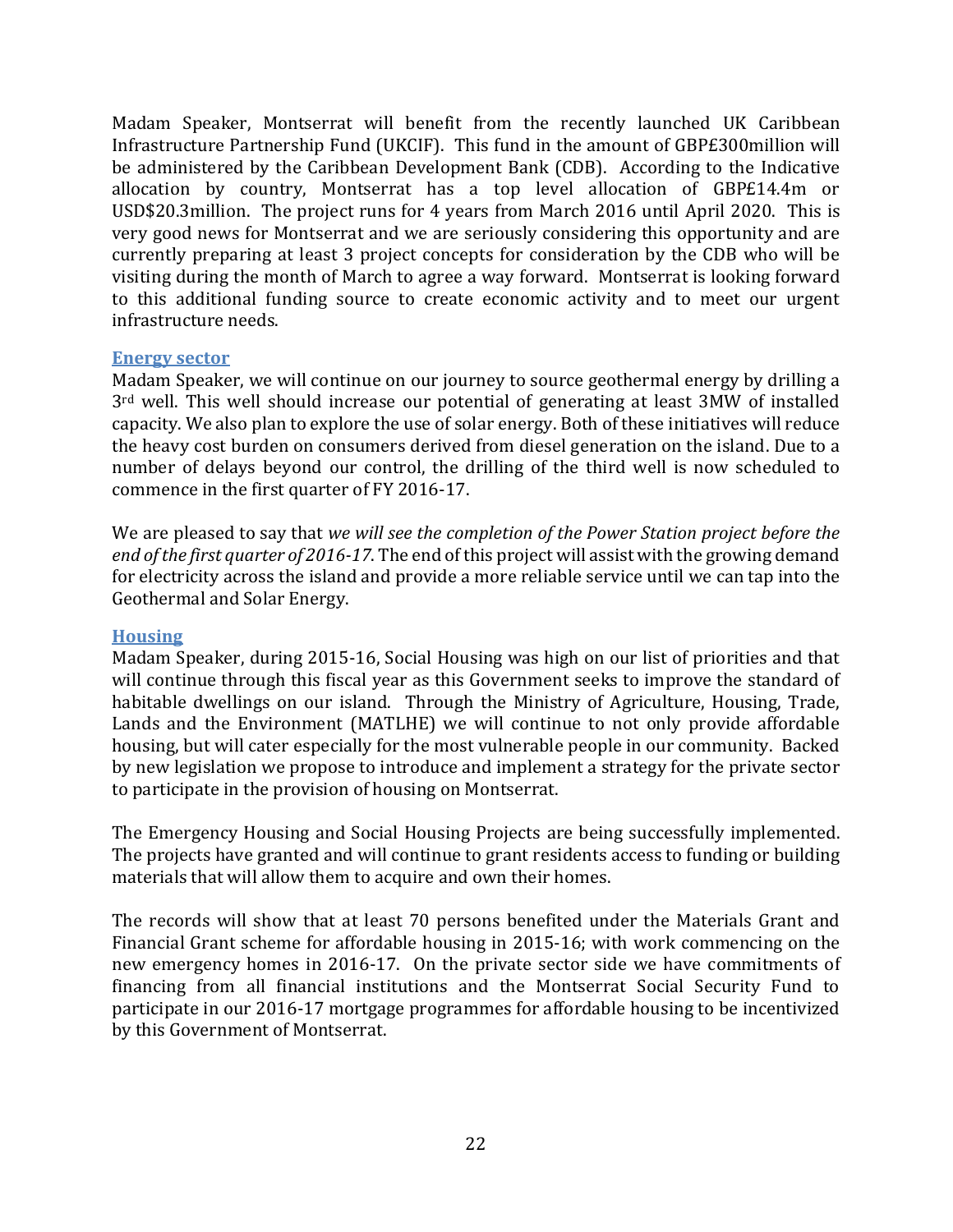Madam Speaker, Montserrat will benefit from the recently launched UK Caribbean Infrastructure Partnership Fund (UKCIF). This fund in the amount of GBP£300million will be administered by the Caribbean Development Bank (CDB). According to the Indicative allocation by country, Montserrat has a top level allocation of GBP£14.4m or USD$20.3million. The project runs for 4 years from March 2016 until April 2020. This is very good news for Montserrat and we are seriously considering this opportunity and are currently preparing at least 3 project concepts for consideration by the CDB who will be visiting during the month of March to agree a way forward. Montserrat is looking forward to this additional funding source to create economic activity and to meet our urgent infrastructure needs.

### Energy sector

Madam Speaker, we will continue on our journey to source geothermal energy by drilling a 3rd well. This well should increase our potential of generating at least 3MW of installed capacity. We also plan to explore the use of solar energy. Both of these initiatives will reduce the heavy cost burden on consumers derived from diesel generation on the island. Due to a number of delays beyond our control, the drilling of the third well is now scheduled to commence in the first quarter of FY 2016-17.

We are pleased to say that *we will see the completion of the Power Station project before the end of the first quarter of 2016-17*. The end of this project will assist with the growing demand for electricity across the island and provide a more reliable service until we can tap into the Geothermal and Solar Energy.

### Housing

Madam Speaker, during 2015-16, Social Housing was high on our list of priorities and that will continue through this fiscal year as this Government seeks to improve the standard of habitable dwellings on our island. Through the Ministry of Agriculture, Housing, Trade, Lands and the Environment (MATLHE) we will continue to not only provide affordable housing, but will cater especially for the most vulnerable people in our community. Backed by new legislation we propose to introduce and implement a strategy for the private sector to participate in the provision of housing on Montserrat.

The Emergency Housing and Social Housing Projects are being successfully implemented. The projects have granted and will continue to grant residents access to funding or building materials that will allow them to acquire and own their homes.

The records will show that at least 70 persons benefited under the Materials Grant and Financial Grant scheme for affordable housing in 2015-16; with work commencing on the new emergency homes in 2016-17. On the private sector side we have commitments of financing from all financial institutions and the Montserrat Social Security Fund to participate in our 2016-17 mortgage programmes for affordable housing to be incentivized by this Government of Montserrat.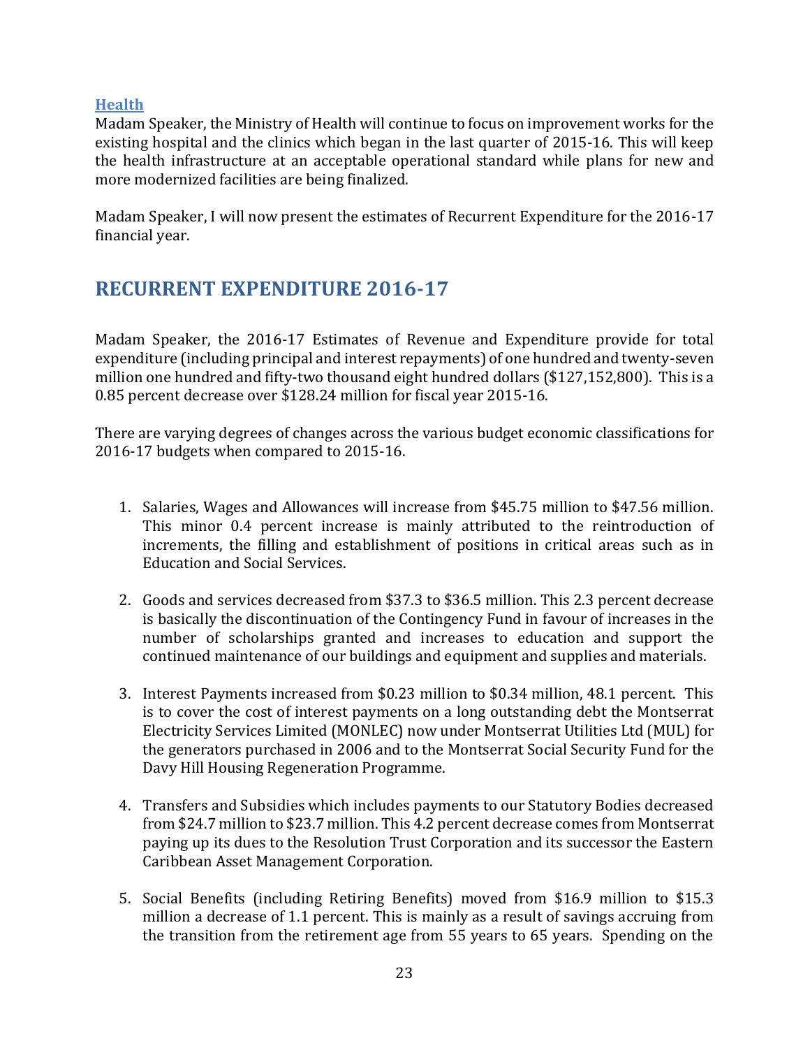### Health

Madam Speaker, the Ministry of Health will continue to focus on improvement works for the existing hospital and the clinics which began in the last quarter of 2015-16. This will keep the health infrastructure at an acceptable operational standard while plans for new and more modernized facilities are being finalized.

Madam Speaker, I will now present the estimates of Recurrent Expenditure for the 2016-17 financial year.

## RECURRENT EXPENDITURE 2016-17

Madam Speaker, the 2016-17 Estimates of Revenue and Expenditure provide for total expenditure (including principal and interest repayments) of one hundred and twenty-seven million one hundred and fifty-two thousand eight hundred dollars ($127,152,800). This is a 0.85 percent decrease over $128.24 million for fiscal year 2015-16.

There are varying degrees of changes across the various budget economic classifications for 2016-17 budgets when compared to 2015-16.

1. Salaries, Wages and Allowances will increase from $45.75 million to $47.56 million. This minor 0.4 percent increase is mainly attributed to the reintroduction of increments, the filling and establishment of positions in critical areas such as in Education and Social Services.

2. Goods and services decreased from $37.3 to $36.5 million. This 2.3 percent decrease is basically the discontinuation of the Contingency Fund in favour of increases in the number of scholarships granted and increases to education and support the continued maintenance of our buildings and equipment and supplies and materials.

3. Interest Payments increased from $0.23 million to $0.34 million, 48.1 percent. This is to cover the cost of interest payments on a long outstanding debt the Montserrat Electricity Services Limited (MONLEC) now under Montserrat Utilities Ltd (MUL) for the generators purchased in 2006 and to the Montserrat Social Security Fund for the Davy Hill Housing Regeneration Programme.

4. Transfers and Subsidies which includes payments to our Statutory Bodies decreased from $24.7 million to $23.7 million. This 4.2 percent decrease comes from Montserrat paying up its dues to the Resolution Trust Corporation and its successor the Eastern Caribbean Asset Management Corporation.

5. Social Benefits (including Retiring Benefits) moved from $16.9 million to $15.3 million a decrease of 1.1 percent. This is mainly as a result of savings accruing from the transition from the retirement age from 55 years to 65 years. Spending on the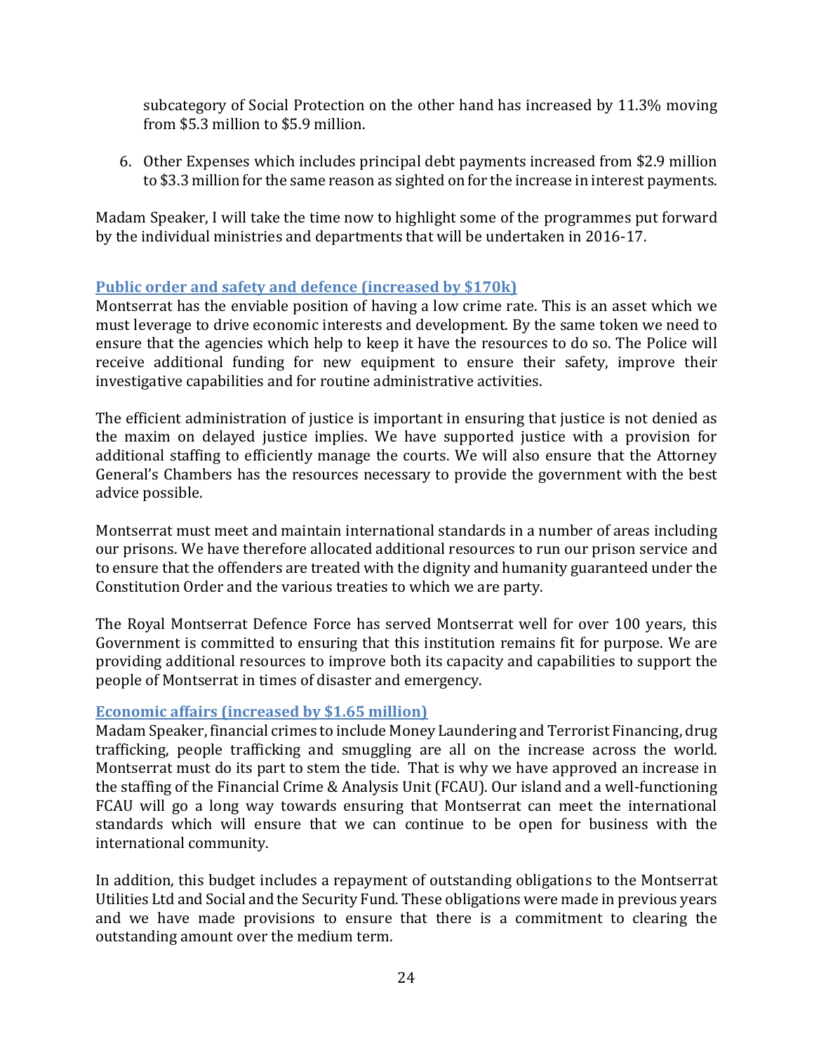subcategory of Social Protection on the other hand has increased by 11.3% moving from $5.3 million to $5.9 million.

6. Other Expenses which includes principal debt payments increased from $2.9 million to $3.3 million for the same reason as sighted on for the increase in interest payments.

Madam Speaker, I will take the time now to highlight some of the programmes put forward by the individual ministries and departments that will be undertaken in 2016-17.

### Public order and safety and defence (increased by $170k)

Montserrat has the enviable position of having a low crime rate. This is an asset which we must leverage to drive economic interests and development. By the same token we need to ensure that the agencies which help to keep it have the resources to do so. The Police will receive additional funding for new equipment to ensure their safety, improve their investigative capabilities and for routine administrative activities.

The efficient administration of justice is important in ensuring that justice is not denied as the maxim on delayed justice implies. We have supported justice with a provision for additional staffing to efficiently manage the courts. We will also ensure that the Attorney General's Chambers has the resources necessary to provide the government with the best advice possible.

Montserrat must meet and maintain international standards in a number of areas including our prisons. We have therefore allocated additional resources to run our prison service and to ensure that the offenders are treated with the dignity and humanity guaranteed under the Constitution Order and the various treaties to which we are party.

The Royal Montserrat Defence Force has served Montserrat well for over 100 years, this Government is committed to ensuring that this institution remains fit for purpose. We are providing additional resources to improve both its capacity and capabilities to support the people of Montserrat in times of disaster and emergency.

### Economic affairs (increased by $1.65 million)

Madam Speaker, financial crimes to include Money Laundering and Terrorist Financing, drug trafficking, people trafficking and smuggling are all on the increase across the world. Montserrat must do its part to stem the tide. That is why we have approved an increase in the staffing of the Financial Crime & Analysis Unit (FCAU). Our island and a well-functioning FCAU will go a long way towards ensuring that Montserrat can meet the international standards which will ensure that we can continue to be open for business with the international community.

In addition, this budget includes a repayment of outstanding obligations to the Montserrat Utilities Ltd and Social and the Security Fund. These obligations were made in previous years and we have made provisions to ensure that there is a commitment to clearing the outstanding amount over the medium term.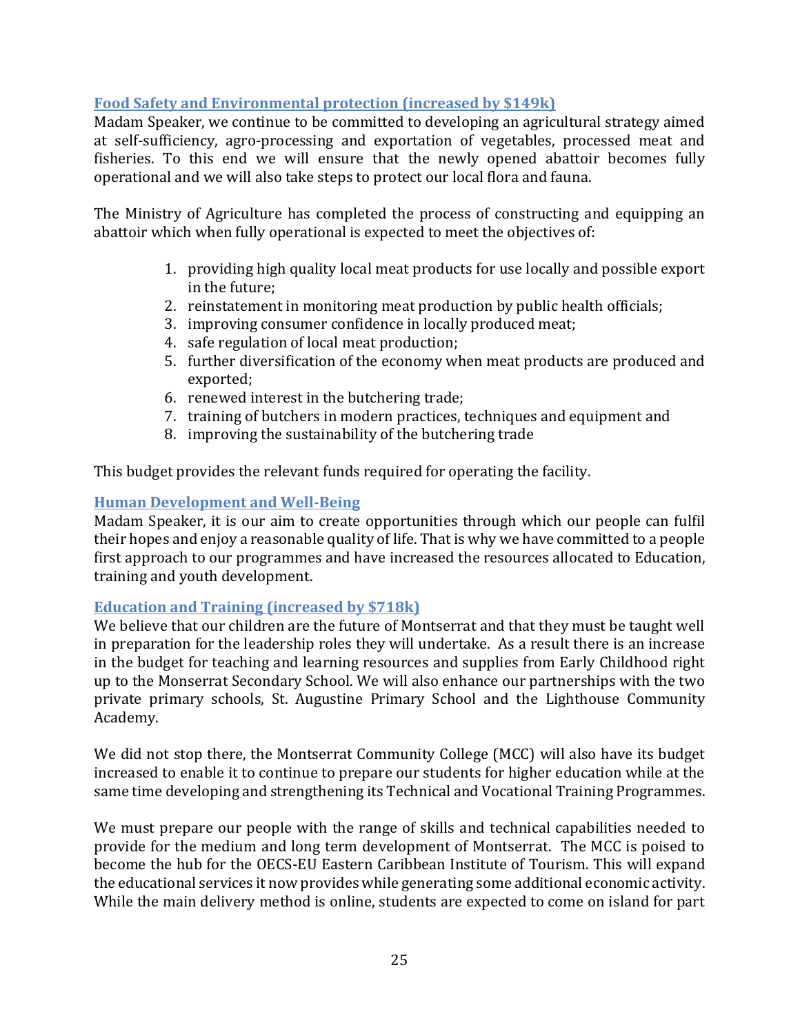## Food Safety and Environmental protection (increased by $149k)

Madam Speaker, we continue to be committed to developing an agricultural strategy aimed at self-sufficiency, agro-processing and exportation of vegetables, processed meat and fisheries. To this end we will ensure that the newly opened abattoir becomes fully operational and we will also take steps to protect our local flora and fauna.

The Ministry of Agriculture has completed the process of constructing and equipping an abattoir which when fully operational is expected to meet the objectives of:

1. providing high quality local meat products for use locally and possible export in the future;
2. reinstatement in monitoring meat production by public health officials;
3. improving consumer confidence in locally produced meat;
4. safe regulation of local meat production;
5. further diversification of the economy when meat products are produced and exported;
6. renewed interest in the butchering trade;
7. training of butchers in modern practices, techniques and equipment and
8. improving the sustainability of the butchering trade

This budget provides the relevant funds required for operating the facility.

## Human Development and Well-Being

Madam Speaker, it is our aim to create opportunities through which our people can fulfil their hopes and enjoy a reasonable quality of life. That is why we have committed to a people first approach to our programmes and have increased the resources allocated to Education, training and youth development.

## Education and Training (increased by $718k)

We believe that our children are the future of Montserrat and that they must be taught well in preparation for the leadership roles they will undertake. As a result there is an increase in the budget for teaching and learning resources and supplies from Early Childhood right up to the Monserrat Secondary School. We will also enhance our partnerships with the two private primary schools, St. Augustine Primary School and the Lighthouse Community Academy.

We did not stop there, the Montserrat Community College (MCC) will also have its budget increased to enable it to continue to prepare our students for higher education while at the same time developing and strengthening its Technical and Vocational Training Programmes.

We must prepare our people with the range of skills and technical capabilities needed to provide for the medium and long term development of Montserrat. The MCC is poised to become the hub for the OECS-EU Eastern Caribbean Institute of Tourism. This will expand the educational services it now provides while generating some additional economic activity. While the main delivery method is online, students are expected to come on island for part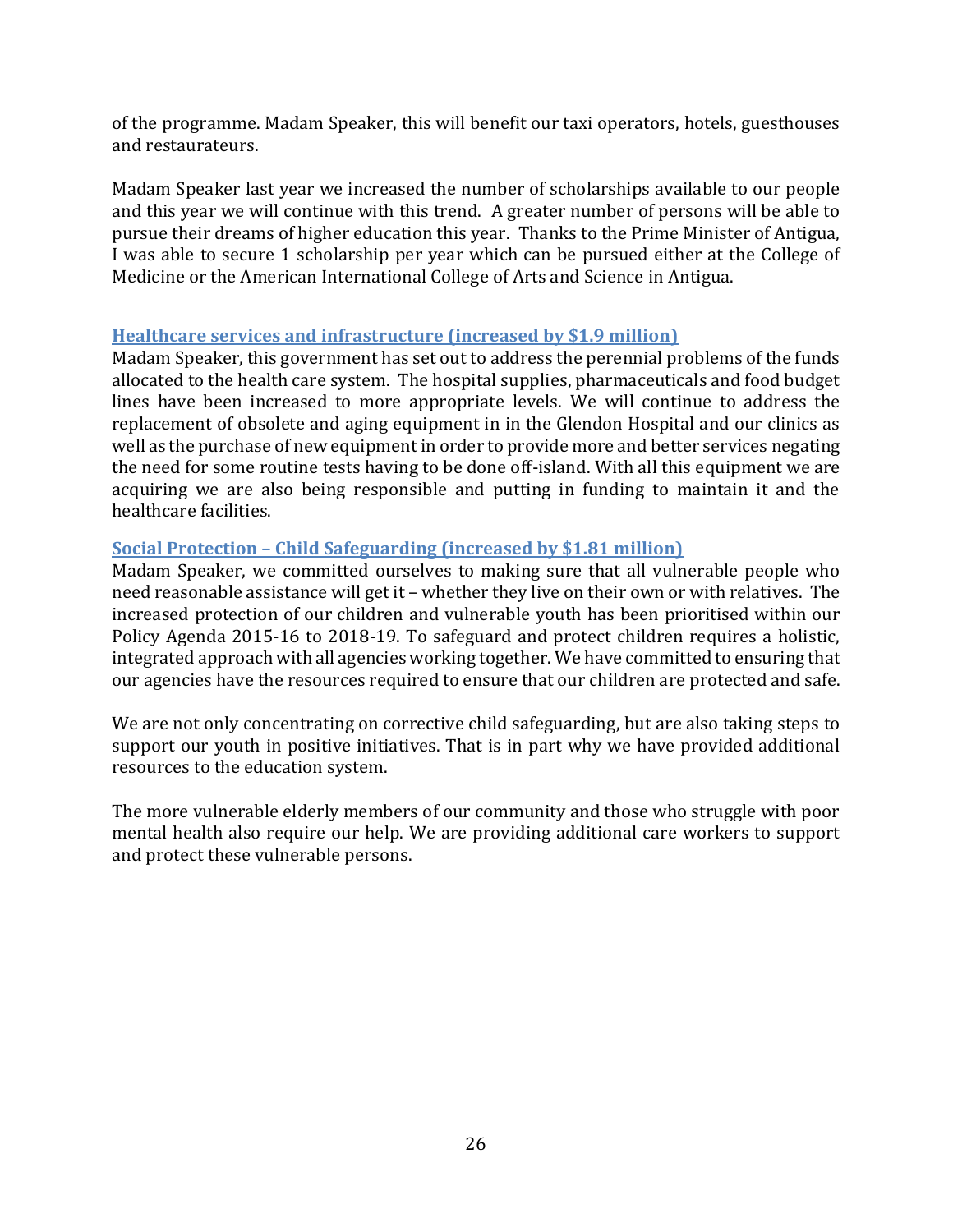of the programme. Madam Speaker, this will benefit our taxi operators, hotels, guesthouses and restaurateurs.

Madam Speaker last year we increased the number of scholarships available to our people and this year we will continue with this trend. A greater number of persons will be able to pursue their dreams of higher education this year. Thanks to the Prime Minister of Antigua, I was able to secure 1 scholarship per year which can be pursued either at the College of Medicine or the American International College of Arts and Science in Antigua.

**Healthcare services and infrastructure (increased by $1.9 million)**

Madam Speaker, this government has set out to address the perennial problems of the funds allocated to the health care system. The hospital supplies, pharmaceuticals and food budget lines have been increased to more appropriate levels. We will continue to address the replacement of obsolete and aging equipment in in the Glendon Hospital and our clinics as well as the purchase of new equipment in order to provide more and better services negating the need for some routine tests having to be done off-island. With all this equipment we are acquiring we are also being responsible and putting in funding to maintain it and the healthcare facilities.

**Social Protection – Child Safeguarding (increased by $1.81 million)**

Madam Speaker, we committed ourselves to making sure that all vulnerable people who need reasonable assistance will get it – whether they live on their own or with relatives. The increased protection of our children and vulnerable youth has been prioritised within our Policy Agenda 2015-16 to 2018-19. To safeguard and protect children requires a holistic, integrated approach with all agencies working together. We have committed to ensuring that our agencies have the resources required to ensure that our children are protected and safe.

We are not only concentrating on corrective child safeguarding, but are also taking steps to support our youth in positive initiatives. That is in part why we have provided additional resources to the education system.

The more vulnerable elderly members of our community and those who struggle with poor mental health also require our help. We are providing additional care workers to support and protect these vulnerable persons.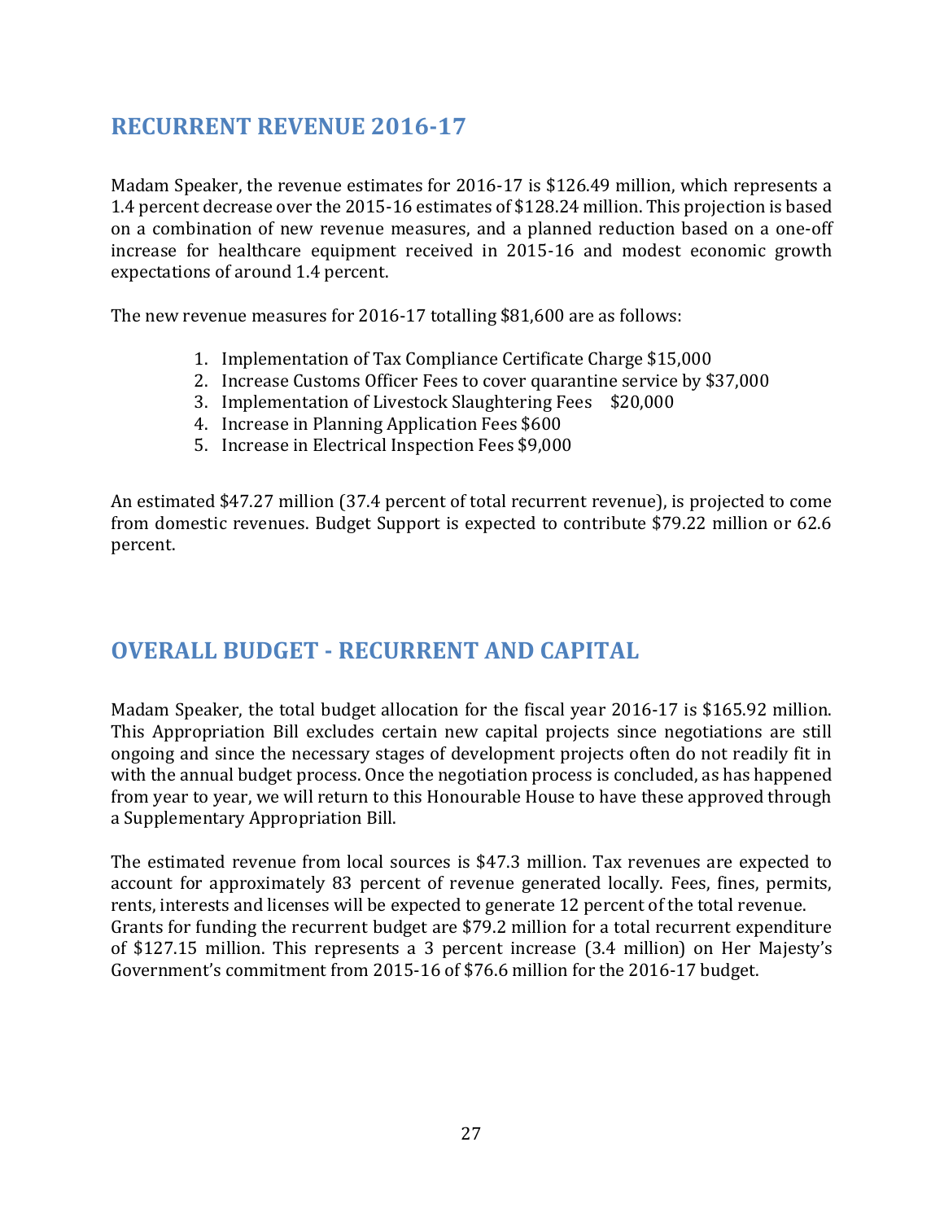## RECURRENT REVENUE 2016-17

Madam Speaker, the revenue estimates for 2016-17 is $126.49 million, which represents a 1.4 percent decrease over the 2015-16 estimates of $128.24 million. This projection is based on a combination of new revenue measures, and a planned reduction based on a one-off increase for healthcare equipment received in 2015-16 and modest economic growth expectations of around 1.4 percent.

The new revenue measures for 2016-17 totalling $81,600 are as follows:

1. Implementation of Tax Compliance Certificate Charge $15,000
2. Increase Customs Officer Fees to cover quarantine service by $37,000
3. Implementation of Livestock Slaughtering Fees $20,000
4. Increase in Planning Application Fees $600
5. Increase in Electrical Inspection Fees $9,000

An estimated $47.27 million (37.4 percent of total recurrent revenue), is projected to come from domestic revenues. Budget Support is expected to contribute $79.22 million or 62.6 percent.

## OVERALL BUDGET - RECURRENT AND CAPITAL

Madam Speaker, the total budget allocation for the fiscal year 2016-17 is $165.92 million. This Appropriation Bill excludes certain new capital projects since negotiations are still ongoing and since the necessary stages of development projects often do not readily fit in with the annual budget process. Once the negotiation process is concluded, as has happened from year to year, we will return to this Honourable House to have these approved through a Supplementary Appropriation Bill.

The estimated revenue from local sources is $47.3 million. Tax revenues are expected to account for approximately 83 percent of revenue generated locally. Fees, fines, permits, rents, interests and licenses will be expected to generate 12 percent of the total revenue. Grants for funding the recurrent budget are $79.2 million for a total recurrent expenditure of $127.15 million. This represents a 3 percent increase (3.4 million) on Her Majesty's Government's commitment from 2015-16 of $76.6 million for the 2016-17 budget.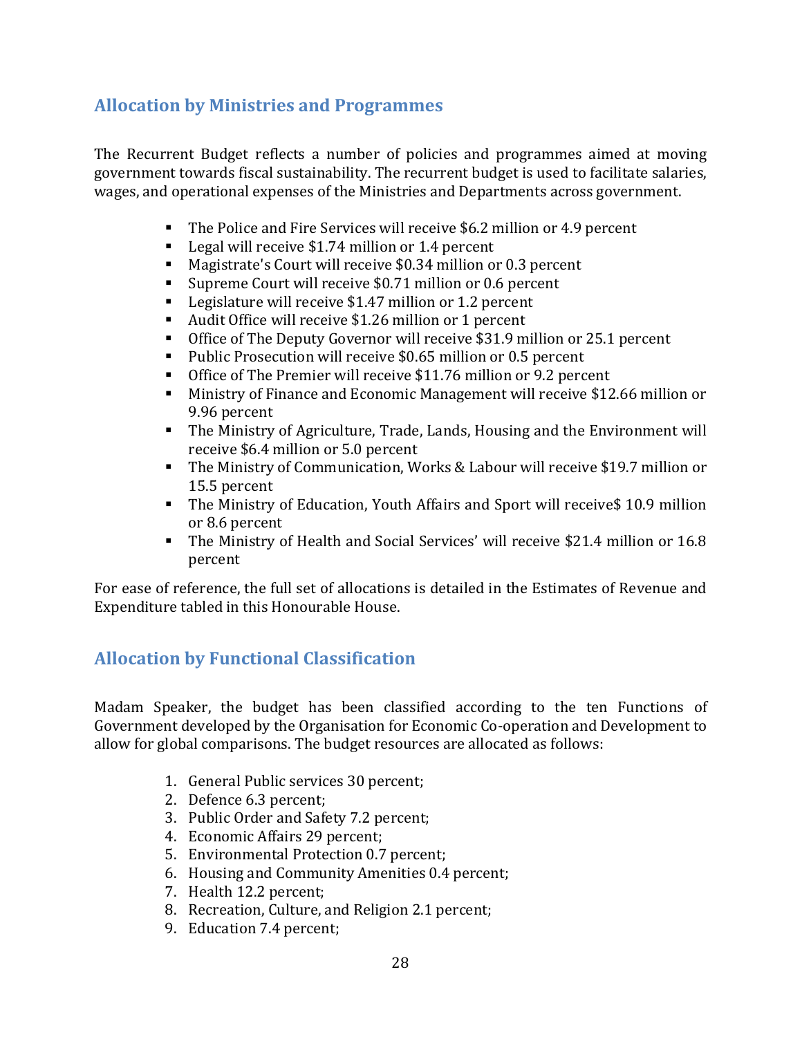## Allocation by Ministries and Programmes

The Recurrent Budget reflects a number of policies and programmes aimed at moving government towards fiscal sustainability. The recurrent budget is used to facilitate salaries, wages, and operational expenses of the Ministries and Departments across government.

- The Police and Fire Services will receive $6.2 million or 4.9 percent
- Legal will receive $1.74 million or 1.4 percent
- Magistrate's Court will receive $0.34 million or 0.3 percent
- Supreme Court will receive $0.71 million or 0.6 percent
- Legislature will receive $1.47 million or 1.2 percent
- Audit Office will receive $1.26 million or 1 percent
- Office of The Deputy Governor will receive $31.9 million or 25.1 percent
- Public Prosecution will receive $0.65 million or 0.5 percent
- Office of The Premier will receive $11.76 million or 9.2 percent
- Ministry of Finance and Economic Management will receive $12.66 million or 9.96 percent
- The Ministry of Agriculture, Trade, Lands, Housing and the Environment will receive $6.4 million or 5.0 percent
- The Ministry of Communication, Works & Labour will receive $19.7 million or 15.5 percent
- The Ministry of Education, Youth Affairs and Sport will receive$ 10.9 million or 8.6 percent
- The Ministry of Health and Social Services' will receive $21.4 million or 16.8 percent

For ease of reference, the full set of allocations is detailed in the Estimates of Revenue and Expenditure tabled in this Honourable House.

## Allocation by Functional Classification

Madam Speaker, the budget has been classified according to the ten Functions of Government developed by the Organisation for Economic Co-operation and Development to allow for global comparisons. The budget resources are allocated as follows:

1. General Public services 30 percent;
2. Defence 6.3 percent;
3. Public Order and Safety 7.2 percent;
4. Economic Affairs 29 percent;
5. Environmental Protection 0.7 percent;
6. Housing and Community Amenities 0.4 percent;
7. Health 12.2 percent;
8. Recreation, Culture, and Religion 2.1 percent;
9. Education 7.4 percent;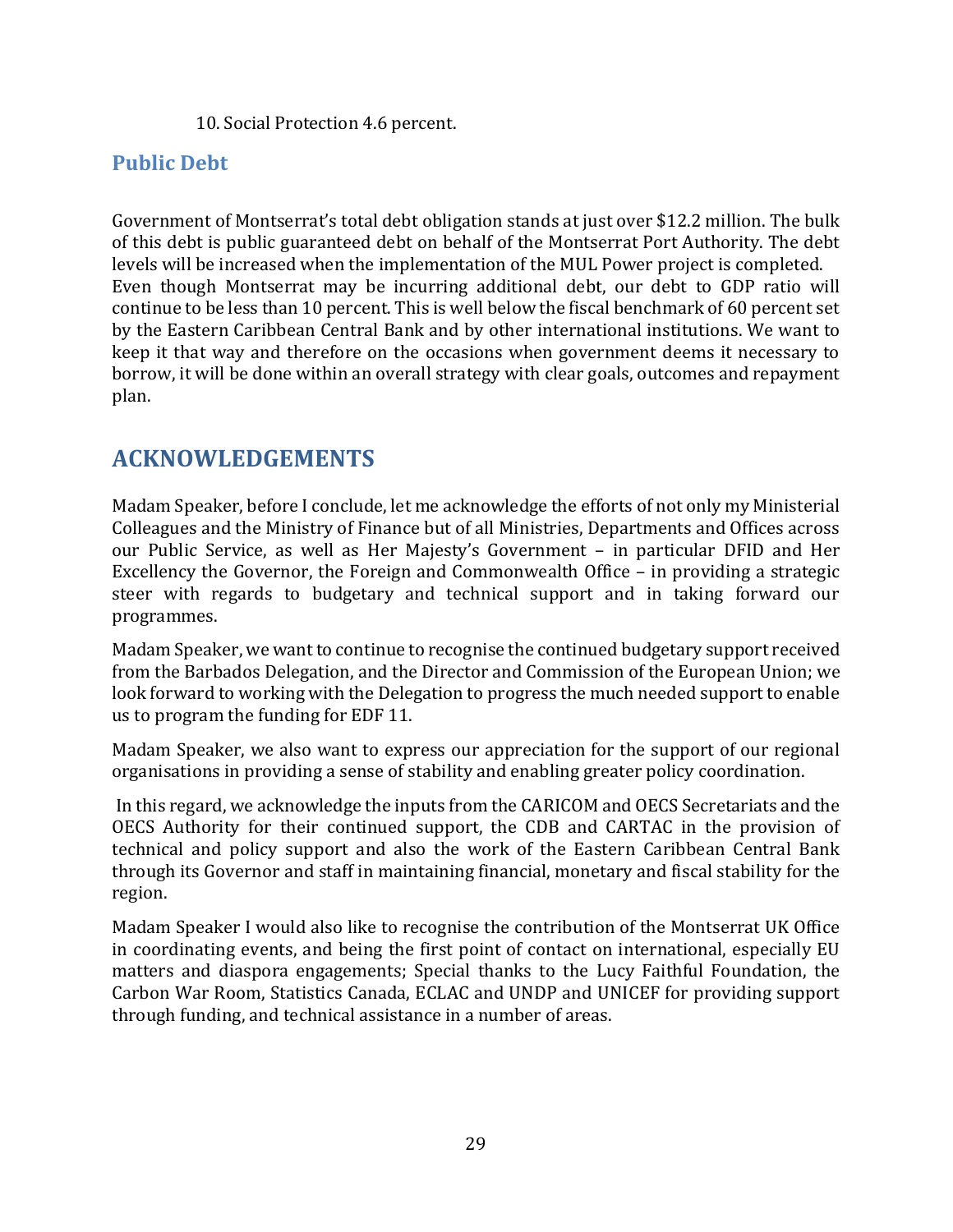10. Social Protection 4.6 percent.

## Public Debt

Government of Montserrat's total debt obligation stands at just over $12.2 million. The bulk of this debt is public guaranteed debt on behalf of the Montserrat Port Authority. The debt levels will be increased when the implementation of the MUL Power project is completed.
Even though Montserrat may be incurring additional debt, our debt to GDP ratio will continue to be less than 10 percent. This is well below the fiscal benchmark of 60 percent set by the Eastern Caribbean Central Bank and by other international institutions. We want to keep it that way and therefore on the occasions when government deems it necessary to borrow, it will be done within an overall strategy with clear goals, outcomes and repayment plan.

# ACKNOWLEDGEMENTS

Madam Speaker, before I conclude, let me acknowledge the efforts of not only my Ministerial Colleagues and the Ministry of Finance but of all Ministries, Departments and Offices across our Public Service, as well as Her Majesty's Government – in particular DFID and Her Excellency the Governor, the Foreign and Commonwealth Office – in providing a strategic steer with regards to budgetary and technical support and in taking forward our programmes.

Madam Speaker, we want to continue to recognise the continued budgetary support received from the Barbados Delegation, and the Director and Commission of the European Union; we look forward to working with the Delegation to progress the much needed support to enable us to program the funding for EDF 11.

Madam Speaker, we also want to express our appreciation for the support of our regional organisations in providing a sense of stability and enabling greater policy coordination.

In this regard, we acknowledge the inputs from the CARICOM and OECS Secretariats and the OECS Authority for their continued support, the CDB and CARTAC in the provision of technical and policy support and also the work of the Eastern Caribbean Central Bank through its Governor and staff in maintaining financial, monetary and fiscal stability for the region.

Madam Speaker I would also like to recognise the contribution of the Montserrat UK Office in coordinating events, and being the first point of contact on international, especially EU matters and diaspora engagements; Special thanks to the Lucy Faithful Foundation, the Carbon War Room, Statistics Canada, ECLAC and UNDP and UNICEF for providing support through funding, and technical assistance in a number of areas.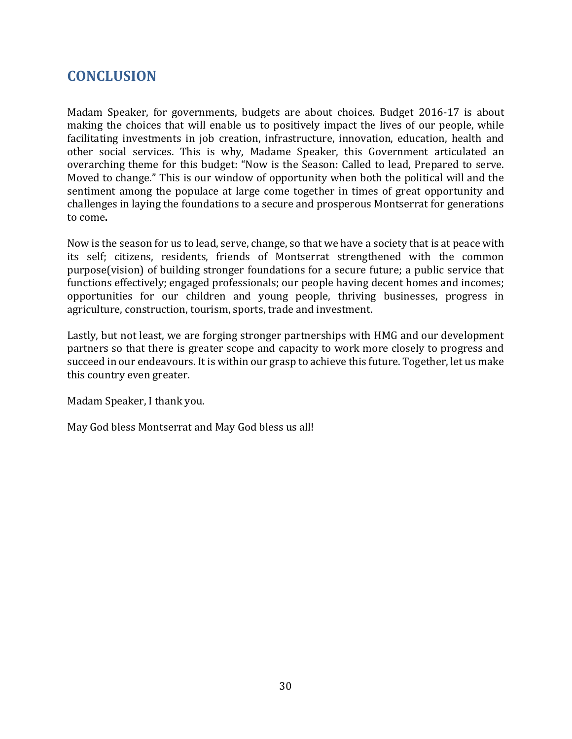## CONCLUSION

Madam Speaker, for governments, budgets are about choices. Budget 2016-17 is about making the choices that will enable us to positively impact the lives of our people, while facilitating investments in job creation, infrastructure, innovation, education, health and other social services. This is why, Madame Speaker, this Government articulated an overarching theme for this budget: "Now is the Season: Called to lead, Prepared to serve. Moved to change." This is our window of opportunity when both the political will and the sentiment among the populace at large come together in times of great opportunity and challenges in laying the foundations to a secure and prosperous Montserrat for generations to come**.**

Now is the season for us to lead, serve, change, so that we have a society that is at peace with its self; citizens, residents, friends of Montserrat strengthened with the common purpose(vision) of building stronger foundations for a secure future; a public service that functions effectively; engaged professionals; our people having decent homes and incomes; opportunities for our children and young people, thriving businesses, progress in agriculture, construction, tourism, sports, trade and investment.

Lastly, but not least, we are forging stronger partnerships with HMG and our development partners so that there is greater scope and capacity to work more closely to progress and succeed in our endeavours. It is within our grasp to achieve this future. Together, let us make this country even greater.

Madam Speaker, I thank you.

May God bless Montserrat and May God bless us all!